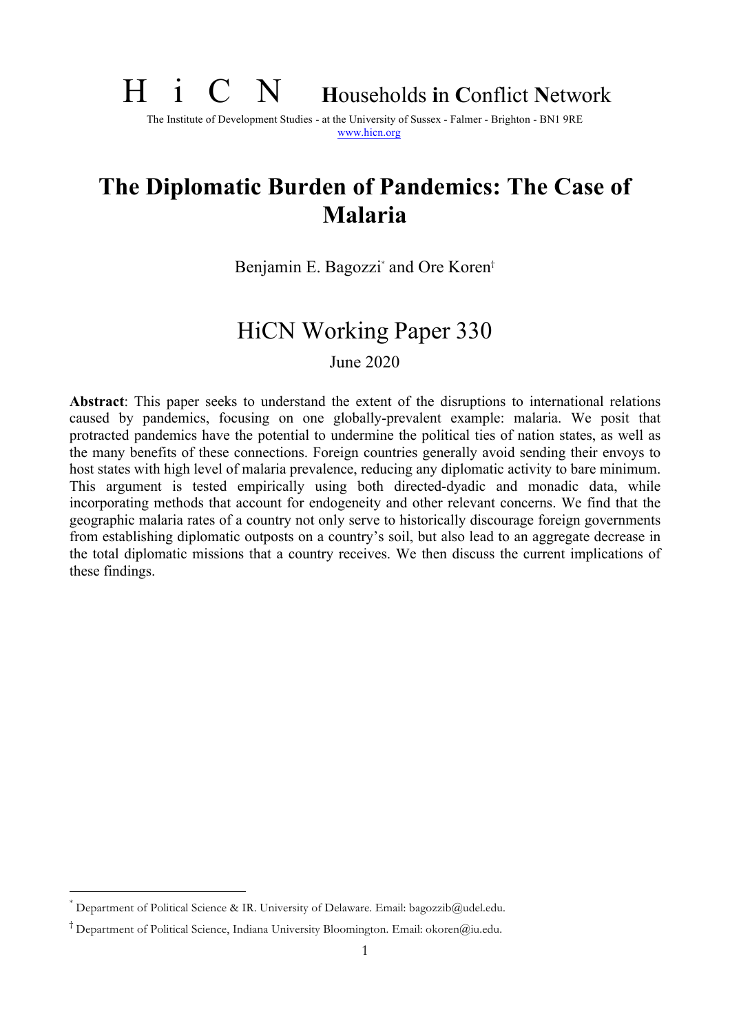H i C N **H**ouseholds **i**n **C**onflict **N**etwork

The Institute of Development Studies - at the University of Sussex - Falmer - Brighton - BN1 9RE
www.hicn.org

# The Diplomatic Burden of Pandemics: The Case of Malaria

Benjamin E. Bagozzi[*] and Ore Koren[†]

## HiCN Working Paper 330

June 2020

**Abstract**: This paper seeks to understand the extent of the disruptions to international relations caused by pandemics, focusing on one globally-prevalent example: malaria. We posit that protracted pandemics have the potential to undermine the political ties of nation states, as well as the many benefits of these connections. Foreign countries generally avoid sending their envoys to host states with high level of malaria prevalence, reducing any diplomatic activity to bare minimum. This argument is tested empirically using both directed-dyadic and monadic data, while incorporating methods that account for endogeneity and other relevant concerns. We find that the geographic malaria rates of a country not only serve to historically discourage foreign governments from establishing diplomatic outposts on a country's soil, but also lead to an aggregate decrease in the total diplomatic missions that a country receives. We then discuss the current implications of these findings.

---

[*] Department of Political Science & IR. University of Delaware. Email: bagozzib@udel.edu.

[†] Department of Political Science, Indiana University Bloomington. Email: okoren@iu.edu.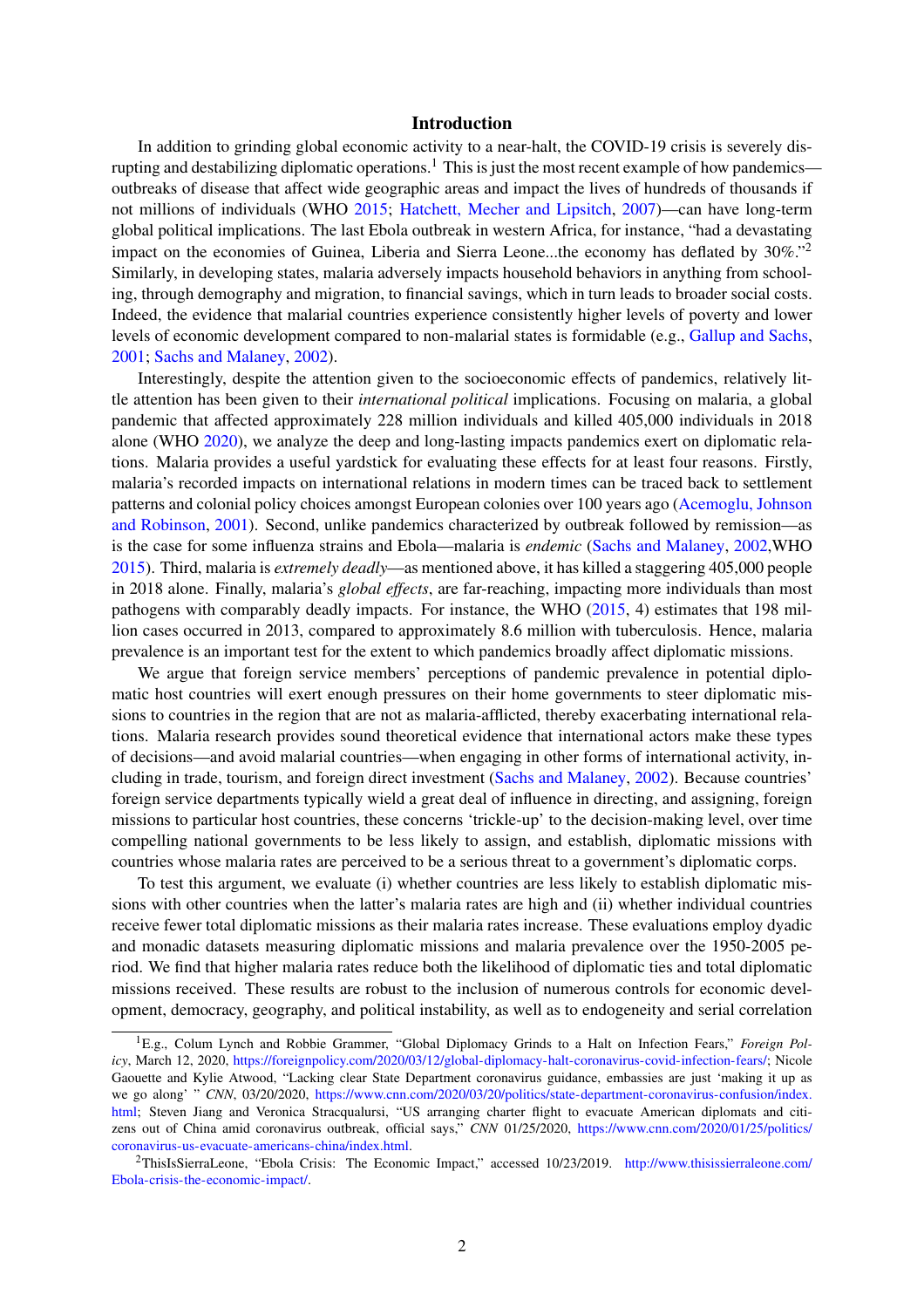## Introduction

In addition to grinding global economic activity to a near-halt, the COVID-19 crisis is severely disrupting and destabilizing diplomatic operations.[1] This is just the most recent example of how pandemics—outbreaks of disease that affect wide geographic areas and impact the lives of hundreds of thousands if not millions of individuals (WHO 2015; Hatchett, Mecher and Lipsitch, 2007)—can have long-term global political implications. The last Ebola outbreak in western Africa, for instance, "had a devastating impact on the economies of Guinea, Liberia and Sierra Leone...the economy has deflated by 30%."[2] Similarly, in developing states, malaria adversely impacts household behaviors in anything from schooling, through demography and migration, to financial savings, which in turn leads to broader social costs. Indeed, the evidence that malarial countries experience consistently higher levels of poverty and lower levels of economic development compared to non-malarial states is formidable (e.g., Gallup and Sachs, 2001; Sachs and Malaney, 2002).

Interestingly, despite the attention given to the socioeconomic effects of pandemics, relatively little attention has been given to their *international political* implications. Focusing on malaria, a global pandemic that affected approximately 228 million individuals and killed 405,000 individuals in 2018 alone (WHO 2020), we analyze the deep and long-lasting impacts pandemics exert on diplomatic relations. Malaria provides a useful yardstick for evaluating these effects for at least four reasons. Firstly, malaria's recorded impacts on international relations in modern times can be traced back to settlement patterns and colonial policy choices amongst European colonies over 100 years ago (Acemoglu, Johnson and Robinson, 2001). Second, unlike pandemics characterized by outbreak followed by remission—as is the case for some influenza strains and Ebola—malaria is *endemic* (Sachs and Malaney, 2002,WHO 2015). Third, malaria is *extremely deadly*—as mentioned above, it has killed a staggering 405,000 people in 2018 alone. Finally, malaria's *global effects*, are far-reaching, impacting more individuals than most pathogens with comparably deadly impacts. For instance, the WHO (2015, 4) estimates that 198 million cases occurred in 2013, compared to approximately 8.6 million with tuberculosis. Hence, malaria prevalence is an important test for the extent to which pandemics broadly affect diplomatic missions.

We argue that foreign service members' perceptions of pandemic prevalence in potential diplomatic host countries will exert enough pressures on their home governments to steer diplomatic missions to countries in the region that are not as malaria-afflicted, thereby exacerbating international relations. Malaria research provides sound theoretical evidence that international actors make these types of decisions—and avoid malarial countries—when engaging in other forms of international activity, including in trade, tourism, and foreign direct investment (Sachs and Malaney, 2002). Because countries' foreign service departments typically wield a great deal of influence in directing, and assigning, foreign missions to particular host countries, these concerns 'trickle-up' to the decision-making level, over time compelling national governments to be less likely to assign, and establish, diplomatic missions with countries whose malaria rates are perceived to be a serious threat to a government's diplomatic corps.

To test this argument, we evaluate (i) whether countries are less likely to establish diplomatic missions with other countries when the latter's malaria rates are high and (ii) whether individual countries receive fewer total diplomatic missions as their malaria rates increase. These evaluations employ dyadic and monadic datasets measuring diplomatic missions and malaria prevalence over the 1950-2005 period. We find that higher malaria rates reduce both the likelihood of diplomatic ties and total diplomatic missions received. These results are robust to the inclusion of numerous controls for economic development, democracy, geography, and political instability, as well as to endogeneity and serial correlation

[1] E.g., Colum Lynch and Robbie Grammer, "Global Diplomacy Grinds to a Halt on Infection Fears," *Foreign Policy*, March 12, 2020, https://foreignpolicy.com/2020/03/12/global-diplomacy-halt-coronavirus-covid-infection-fears/; Nicole Gaouette and Kylie Atwood, "Lacking clear State Department coronavirus guidance, embassies are just 'making it up as we go along' " *CNN*, 03/20/2020, https://www.cnn.com/2020/03/20/politics/state-department-coronavirus-confusion/index.html; Steven Jiang and Veronica Stracqualursi, "US arranging charter flight to evacuate American diplomats and citizens out of China amid coronavirus outbreak, official says," *CNN* 01/25/2020, https://www.cnn.com/2020/01/25/politics/coronavirus-us-evacuate-americans-china/index.html.

[2] ThisIsSierraLeone, "Ebola Crisis: The Economic Impact," accessed 10/23/2019. http://www.thisissierraleone.com/Ebola-crisis-the-economic-impact/.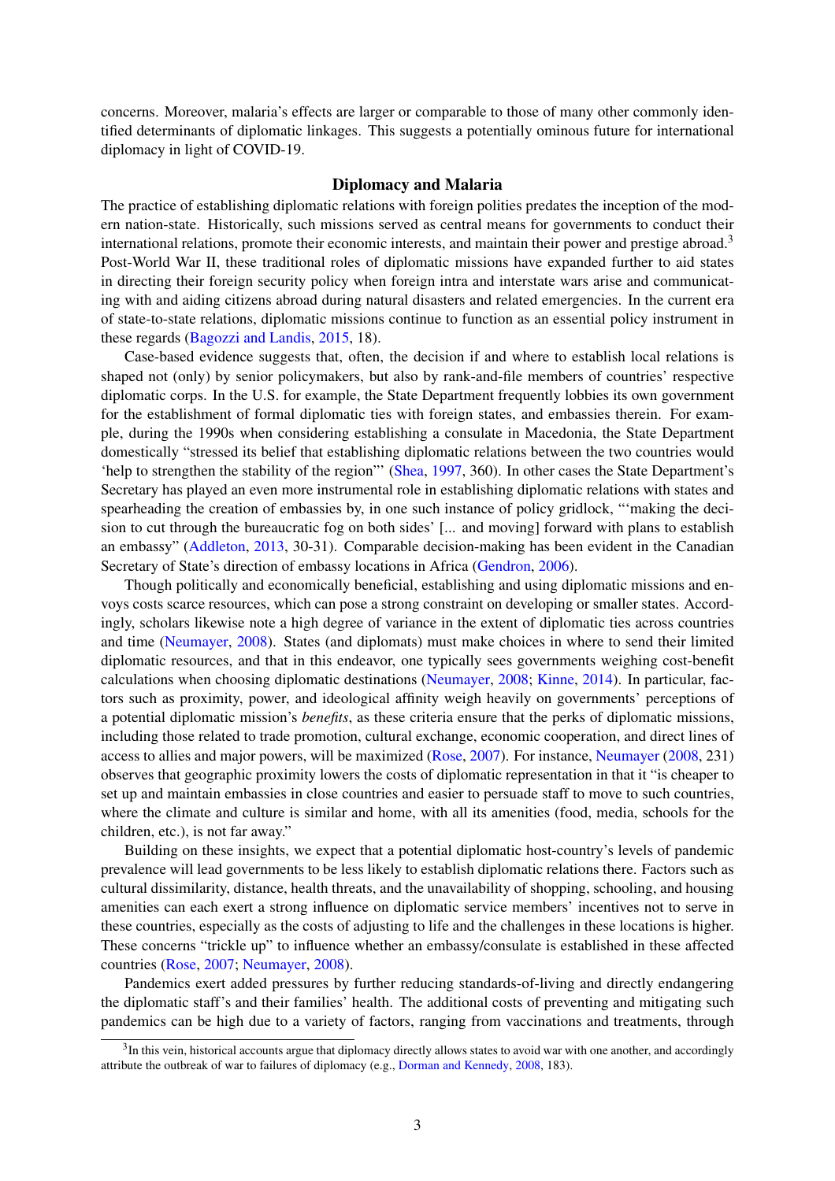concerns. Moreover, malaria's effects are larger or comparable to those of many other commonly identified determinants of diplomatic linkages. This suggests a potentially ominous future for international diplomacy in light of COVID-19.

## Diplomacy and Malaria

The practice of establishing diplomatic relations with foreign polities predates the inception of the modern nation-state. Historically, such missions served as central means for governments to conduct their international relations, promote their economic interests, and maintain their power and prestige abroad.[3] Post-World War II, these traditional roles of diplomatic missions have expanded further to aid states in directing their foreign security policy when foreign intra and interstate wars arise and communicating with and aiding citizens abroad during natural disasters and related emergencies. In the current era of state-to-state relations, diplomatic missions continue to function as an essential policy instrument in these regards (Bagozzi and Landis, 2015, 18).

Case-based evidence suggests that, often, the decision if and where to establish local relations is shaped not (only) by senior policymakers, but also by rank-and-file members of countries' respective diplomatic corps. In the U.S. for example, the State Department frequently lobbies its own government for the establishment of formal diplomatic ties with foreign states, and embassies therein. For example, during the 1990s when considering establishing a consulate in Macedonia, the State Department domestically "stressed its belief that establishing diplomatic relations between the two countries would 'help to strengthen the stability of the region'" (Shea, 1997, 360). In other cases the State Department's Secretary has played an even more instrumental role in establishing diplomatic relations with states and spearheading the creation of embassies by, in one such instance of policy gridlock, "'making the decision to cut through the bureaucratic fog on both sides' [... and moving] forward with plans to establish an embassy" (Addleton, 2013, 30-31). Comparable decision-making has been evident in the Canadian Secretary of State's direction of embassy locations in Africa (Gendron, 2006).

Though politically and economically beneficial, establishing and using diplomatic missions and envoys costs scarce resources, which can pose a strong constraint on developing or smaller states. Accordingly, scholars likewise note a high degree of variance in the extent of diplomatic ties across countries and time (Neumayer, 2008). States (and diplomats) must make choices in where to send their limited diplomatic resources, and that in this endeavor, one typically sees governments weighing cost-benefit calculations when choosing diplomatic destinations (Neumayer, 2008; Kinne, 2014). In particular, factors such as proximity, power, and ideological affinity weigh heavily on governments' perceptions of a potential diplomatic mission's *benefits*, as these criteria ensure that the perks of diplomatic missions, including those related to trade promotion, cultural exchange, economic cooperation, and direct lines of access to allies and major powers, will be maximized (Rose, 2007). For instance, Neumayer (2008, 231) observes that geographic proximity lowers the costs of diplomatic representation in that it "is cheaper to set up and maintain embassies in close countries and easier to persuade staff to move to such countries, where the climate and culture is similar and home, with all its amenities (food, media, schools for the children, etc.), is not far away."

Building on these insights, we expect that a potential diplomatic host-country's levels of pandemic prevalence will lead governments to be less likely to establish diplomatic relations there. Factors such as cultural dissimilarity, distance, health threats, and the unavailability of shopping, schooling, and housing amenities can each exert a strong influence on diplomatic service members' incentives not to serve in these countries, especially as the costs of adjusting to life and the challenges in these locations is higher. These concerns "trickle up" to influence whether an embassy/consulate is established in these affected countries (Rose, 2007; Neumayer, 2008).

Pandemics exert added pressures by further reducing standards-of-living and directly endangering the diplomatic staff's and their families' health. The additional costs of preventing and mitigating such pandemics can be high due to a variety of factors, ranging from vaccinations and treatments, through

[3] In this vein, historical accounts argue that diplomacy directly allows states to avoid war with one another, and accordingly attribute the outbreak of war to failures of diplomacy (e.g., Dorman and Kennedy, 2008, 183).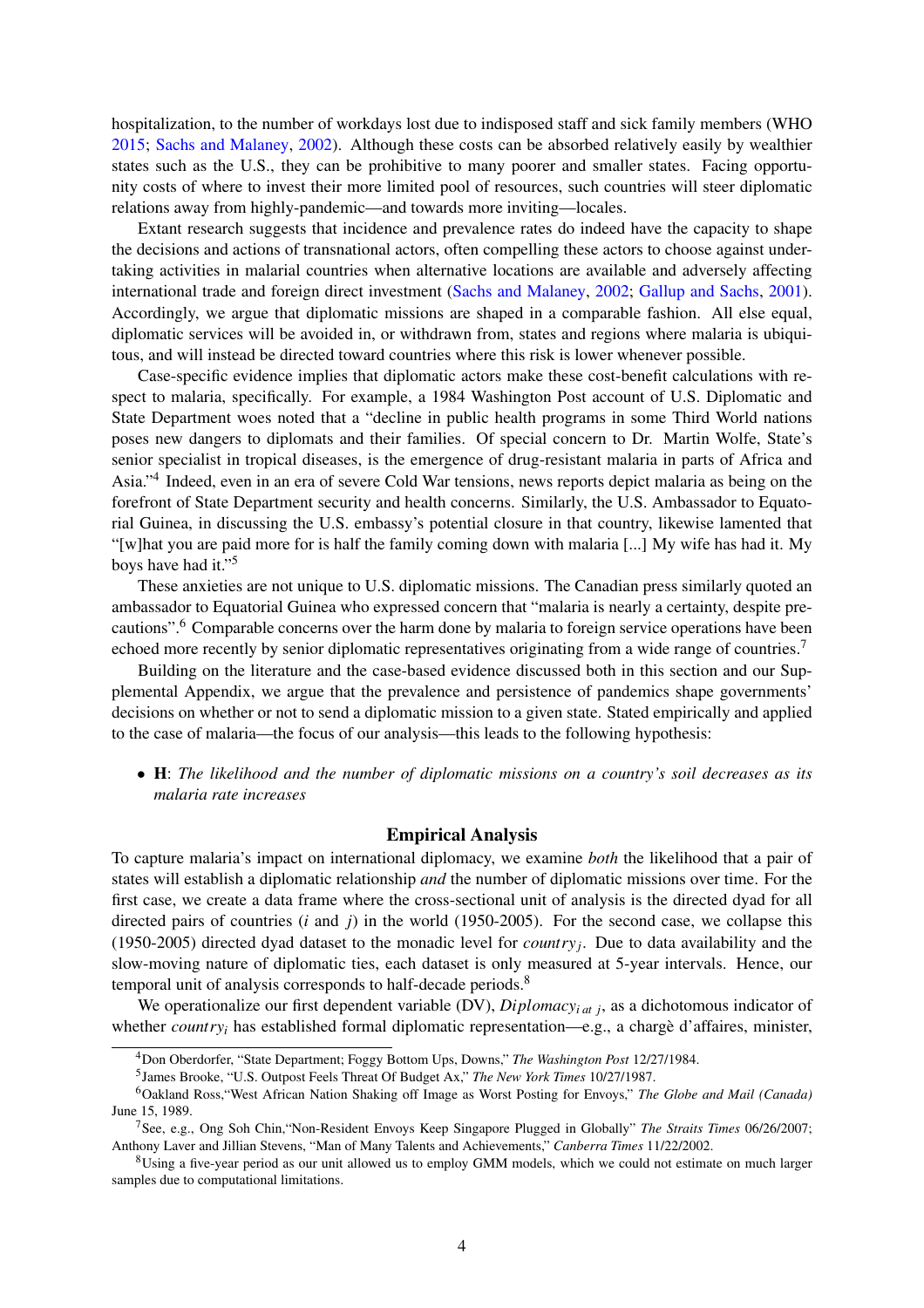hospitalization, to the number of workdays lost due to indisposed staff and sick family members (WHO 2015; Sachs and Malaney, 2002). Although these costs can be absorbed relatively easily by wealthier states such as the U.S., they can be prohibitive to many poorer and smaller states. Facing opportunity costs of where to invest their more limited pool of resources, such countries will steer diplomatic relations away from highly-pandemic—and towards more inviting—locales.

Extant research suggests that incidence and prevalence rates do indeed have the capacity to shape the decisions and actions of transnational actors, often compelling these actors to choose against undertaking activities in malarial countries when alternative locations are available and adversely affecting international trade and foreign direct investment (Sachs and Malaney, 2002; Gallup and Sachs, 2001). Accordingly, we argue that diplomatic missions are shaped in a comparable fashion. All else equal, diplomatic services will be avoided in, or withdrawn from, states and regions where malaria is ubiquitous, and will instead be directed toward countries where this risk is lower whenever possible.

Case-specific evidence implies that diplomatic actors make these cost-benefit calculations with respect to malaria, specifically. For example, a 1984 Washington Post account of U.S. Diplomatic and State Department woes noted that a "decline in public health programs in some Third World nations poses new dangers to diplomats and their families. Of special concern to Dr. Martin Wolfe, State's senior specialist in tropical diseases, is the emergence of drug-resistant malaria in parts of Africa and Asia."[4] Indeed, even in an era of severe Cold War tensions, news reports depict malaria as being on the forefront of State Department security and health concerns. Similarly, the U.S. Ambassador to Equatorial Guinea, in discussing the U.S. embassy's potential closure in that country, likewise lamented that "[w]hat you are paid more for is half the family coming down with malaria [...] My wife has had it. My boys have had it."[5]

These anxieties are not unique to U.S. diplomatic missions. The Canadian press similarly quoted an ambassador to Equatorial Guinea who expressed concern that "malaria is nearly a certainty, despite precautions".[6] Comparable concerns over the harm done by malaria to foreign service operations have been echoed more recently by senior diplomatic representatives originating from a wide range of countries.[7]

Building on the literature and the case-based evidence discussed both in this section and our Supplemental Appendix, we argue that the prevalence and persistence of pandemics shape governments' decisions on whether or not to send a diplomatic mission to a given state. Stated empirically and applied to the case of malaria—the focus of our analysis—this leads to the following hypothesis:

- **H**: *The likelihood and the number of diplomatic missions on a country's soil decreases as its malaria rate increases*

## Empirical Analysis

To capture malaria's impact on international diplomacy, we examine *both* the likelihood that a pair of states will establish a diplomatic relationship *and* the number of diplomatic missions over time. For the first case, we create a data frame where the cross-sectional unit of analysis is the directed dyad for all directed pairs of countries ($i$ and $j$) in the world (1950-2005). For the second case, we collapse this (1950-2005) directed dyad dataset to the monadic level for $country_j$. Due to data availability and the slow-moving nature of diplomatic ties, each dataset is only measured at 5-year intervals. Hence, our temporal unit of analysis corresponds to half-decade periods.[8]

We operationalize our first dependent variable (DV), $Diplomacy_{i\ at\ j}$, as a dichotomous indicator of whether $country_i$ has established formal diplomatic representation—e.g., a chargè d'affaires, minister,

---

[4] Don Oberdorfer, "State Department; Foggy Bottom Ups, Downs," *The Washington Post* 12/27/1984.

[5] James Brooke, "U.S. Outpost Feels Threat Of Budget Ax," *The New York Times* 10/27/1987.

[6] Oakland Ross,"West African Nation Shaking off Image as Worst Posting for Envoys," *The Globe and Mail (Canada)* June 15, 1989.

[7] See, e.g., Ong Soh Chin,"Non-Resident Envoys Keep Singapore Plugged in Globally" *The Straits Times* 06/26/2007; Anthony Laver and Jillian Stevens, "Man of Many Talents and Achievements," *Canberra Times* 11/22/2002.

[8] Using a five-year period as our unit allowed us to employ GMM models, which we could not estimate on much larger samples due to computational limitations.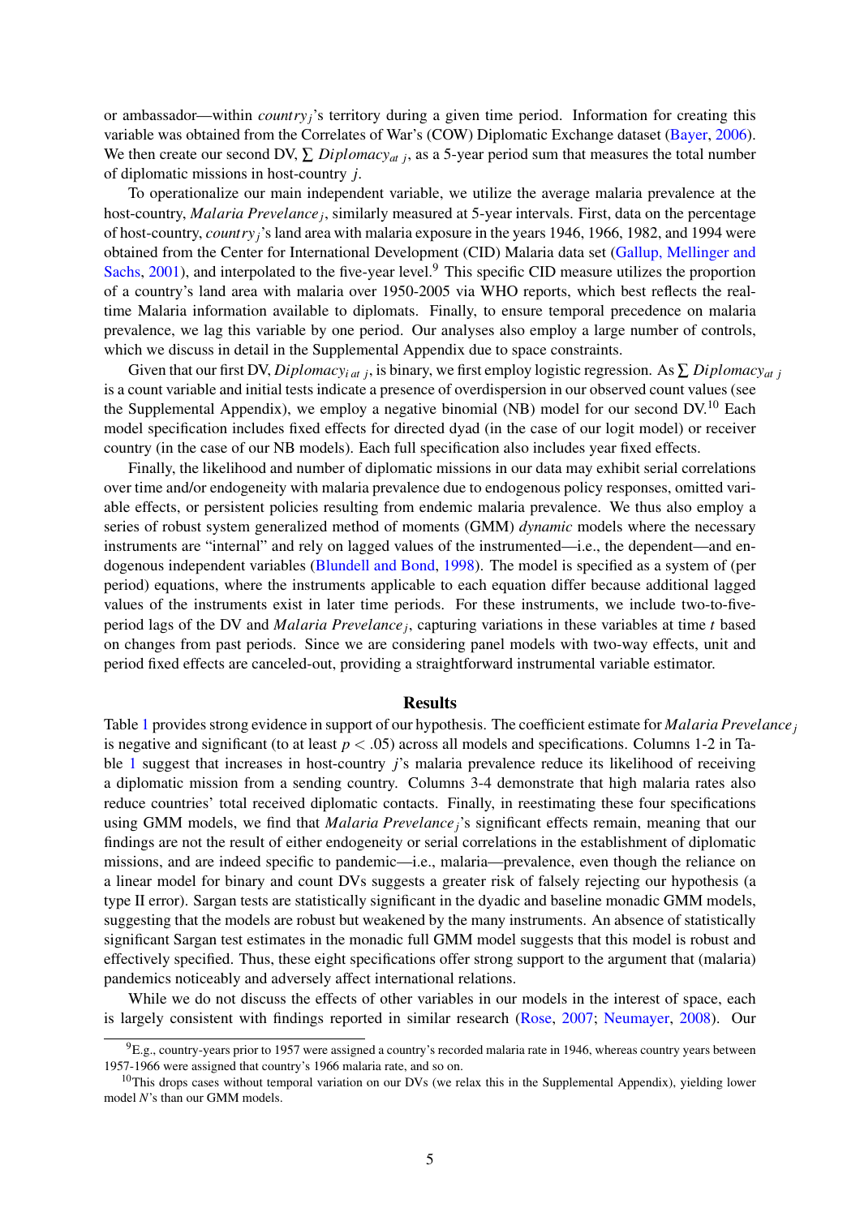or ambassador—within $country_j$'s territory during a given time period. Information for creating this variable was obtained from the Correlates of War's (COW) Diplomatic Exchange dataset (Bayer, 2006). We then create our second DV, $\sum Diplomacy_{at\ j}$, as a 5-year period sum that measures the total number of diplomatic missions in host-country $j$.

To operationalize our main independent variable, we utilize the average malaria prevalence at the host-country, $Malaria\ Prevelance_j$, similarly measured at 5-year intervals. First, data on the percentage of host-country, $country_j$'s land area with malaria exposure in the years 1946, 1966, 1982, and 1994 were obtained from the Center for International Development (CID) Malaria data set (Gallup, Mellinger and Sachs, 2001), and interpolated to the five-year level.[9] This specific CID measure utilizes the proportion of a country's land area with malaria over 1950-2005 via WHO reports, which best reflects the real-time Malaria information available to diplomats. Finally, to ensure temporal precedence on malaria prevalence, we lag this variable by one period. Our analyses also employ a large number of controls, which we discuss in detail in the Supplemental Appendix due to space constraints.

Given that our first DV, $Diplomacy_{i\ at\ j}$, is binary, we first employ logistic regression. As $\sum Diplomacy_{at\ j}$ is a count variable and initial tests indicate a presence of overdispersion in our observed count values (see the Supplemental Appendix), we employ a negative binomial (NB) model for our second DV.[10] Each model specification includes fixed effects for directed dyad (in the case of our logit model) or receiver country (in the case of our NB models). Each full specification also includes year fixed effects.

Finally, the likelihood and number of diplomatic missions in our data may exhibit serial correlations over time and/or endogeneity with malaria prevalence due to endogenous policy responses, omitted variable effects, or persistent policies resulting from endemic malaria prevalence. We thus also employ a series of robust system generalized method of moments (GMM) *dynamic* models where the necessary instruments are "internal" and rely on lagged values of the instrumented—i.e., the dependent—and endogenous independent variables (Blundell and Bond, 1998). The model is specified as a system of (per period) equations, where the instruments applicable to each equation differ because additional lagged values of the instruments exist in later time periods. For these instruments, we include two-to-five-period lags of the DV and $Malaria\ Prevelance_j$, capturing variations in these variables at time $t$ based on changes from past periods. Since we are considering panel models with two-way effects, unit and period fixed effects are canceled-out, providing a straightforward instrumental variable estimator.

## Results

Table 1 provides strong evidence in support of our hypothesis. The coefficient estimate for $Malaria\ Prevelance_j$ is negative and significant (to at least $p < .05$) across all models and specifications. Columns 1-2 in Table 1 suggest that increases in host-country $j$'s malaria prevalence reduce its likelihood of receiving a diplomatic mission from a sending country. Columns 3-4 demonstrate that high malaria rates also reduce countries' total received diplomatic contacts. Finally, in reestimating these four specifications using GMM models, we find that $Malaria\ Prevelance_j$'s significant effects remain, meaning that our findings are not the result of either endogeneity or serial correlations in the establishment of diplomatic missions, and are indeed specific to pandemic—i.e., malaria—prevalence, even though the reliance on a linear model for binary and count DVs suggests a greater risk of falsely rejecting our hypothesis (a type II error). Sargan tests are statistically significant in the dyadic and baseline monadic GMM models, suggesting that the models are robust but weakened by the many instruments. An absence of statistically significant Sargan test estimates in the monadic full GMM model suggests that this model is robust and effectively specified. Thus, these eight specifications offer strong support to the argument that (malaria) pandemics noticeably and adversely affect international relations.

While we do not discuss the effects of other variables in our models in the interest of space, each is largely consistent with findings reported in similar research (Rose, 2007; Neumayer, 2008). Our

[9] E.g., country-years prior to 1957 were assigned a country's recorded malaria rate in 1946, whereas country years between 1957-1966 were assigned that country's 1966 malaria rate, and so on.

[10] This drops cases without temporal variation on our DVs (we relax this in the Supplemental Appendix), yielding lower model $N$'s than our GMM models.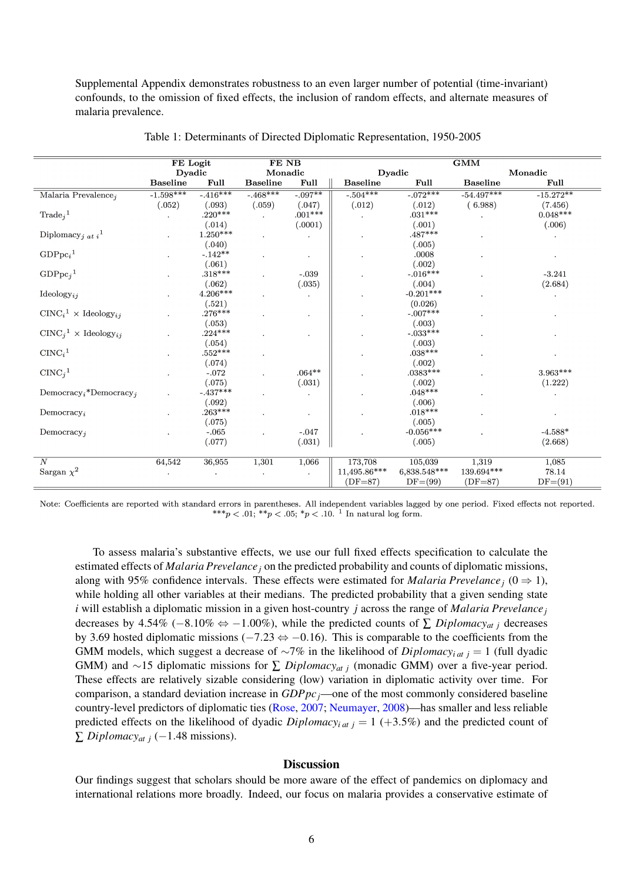Supplemental Appendix demonstrates robustness to an even larger number of potential (time-invariant) confounds, to the omission of fixed effects, the inclusion of random effects, and alternate measures of malaria prevalence.

Table 1: Determinants of Directed Diplomatic Representation, 1950-2005

| | FE Logit Dyadic | | FE NB Monadic | | GMM Dyadic | | GMM Monadic | |
|---|---|---|---|---|---|---|---|---|
| | Baseline | Full | Baseline | Full | Baseline | Full | Baseline | Full |
| Malaria Prevalence$_j$ | -1.598*** | -.416*** | -.468*** | -.097** | -.504*** | -.072*** | -54.497*** | -15.272** |
| | (.052) | (.093) | (.059) | (.047) | (.012) | (.012) | (6.988) | (7.456) |
| Trade$_j$[1] | . | .220*** | . | .001*** | . | .031*** | . | 0.048*** |
| | | (.014) | | (.0001) | | (.001) | | (.006) |
| Diplomacy$_{j\ at\ i}$[1] | . | 1.250*** | . | . | . | .487*** | . | . |
| | | (.040) | | | | (.005) | | |
| GDPpc$_i$[1] | . | -.142** | . | . | . | .0008 | . | . |
| | | (.061) | | | | (.002) | | |
| GDPpc$_j$[1] | . | .318*** | . | -.039 | . | -.016*** | . | -3.241 |
| | | (.062) | | (.035) | | (.004) | | (2.684) |
| Ideology$_{ij}$ | . | 4.206*** | . | . | . | -0.201*** | . | . |
| | | (.521) | | | | (0.026) | | |
| CINC$_i$[1] × Ideology$_{ij}$ | . | .276*** | . | . | . | -.007*** | . | . |
| | | (.053) | | | | (.003) | | |
| CINC$_j$[1] × Ideology$_{ij}$ | . | .224*** | . | . | . | -.033*** | . | . |
| | | (.054) | | | | (.003) | | |
| CINC$_i$[1] | . | .552*** | . | | . | .038*** | . | . |
| | | (.074) | | | | (.002) | | |
| CINC$_j$[1] | . | -.072 | . | .064** | . | .0383*** | . | 3.963*** |
| | | (.075) | | (.031) | | (.002) | | (1.222) |
| Democracy$_i$*Democracy$_j$ | . | -.437*** | . | . | . | .048*** | . | . |
| | | (.092) | | | | (.006) | | |
| Democracy$_i$ | . | .263*** | . | . | . | .018*** | . | . |
| | | (.075) | | | | (.005) | | |
| Democracy$_j$ | . | -.065 | . | -.047 | . | -0.056*** | . | -4.588* |
| | | (.077) | | (.031) | | (.005) | | (2.668) |
| $N$ | 64,542 | 36,955 | 1,301 | 1,066 | 173,708 | 105,039 | 1,319 | 1,085 |
| Sargan $\chi^2$ | . | . | . | . | 11,495.86*** | 6,838.548*** | 139.694*** | 78.14 |
| | | | | | (DF=87) | DF=(99) | (DF=87) | DF=(91) |

Note: Coefficients are reported with standard errors in parentheses. All independent variables lagged by one period. Fixed effects not reported. ***$p < .01$; **$p < .05$; *$p < .10$. [1] In natural log form.

To assess malaria's substantive effects, we use our full fixed effects specification to calculate the estimated effects of *Malaria Prevelance*$_j$ on the predicted probability and counts of diplomatic missions, along with 95% confidence intervals. These effects were estimated for *Malaria Prevelance*$_j$ ($0 \Rightarrow 1$), while holding all other variables at their medians. The predicted probability that a given sending state $i$ will establish a diplomatic mission in a given host-country $j$ across the range of *Malaria Prevelance*$_j$ decreases by 4.54% ($-8.10\% \Leftrightarrow -1.00\%$), while the predicted counts of $\sum$ *Diplomacy*$_{at\ j}$ decreases by 3.69 hosted diplomatic missions ($-7.23 \Leftrightarrow -0.16$). This is comparable to the coefficients from the GMM models, which suggest a decrease of ∼7% in the likelihood of *Diplomacy*$_{i\ at\ j} = 1$ (full dyadic GMM) and ∼15 diplomatic missions for $\sum$ *Diplomacy*$_{at\ j}$ (monadic GMM) over a five-year period. These effects are relatively sizable considering (low) variation in diplomatic activity over time. For comparison, a standard deviation increase in *GDPpc*$_j$—one of the most commonly considered baseline country-level predictors of diplomatic ties (Rose, 2007; Neumayer, 2008)—has smaller and less reliable predicted effects on the likelihood of dyadic *Diplomacy*$_{i\ at\ j} = 1$ (+3.5%) and the predicted count of $\sum$ *Diplomacy*$_{at\ j}$ (−1.48 missions).

## Discussion

Our findings suggest that scholars should be more aware of the effect of pandemics on diplomacy and international relations more broadly. Indeed, our focus on malaria provides a conservative estimate of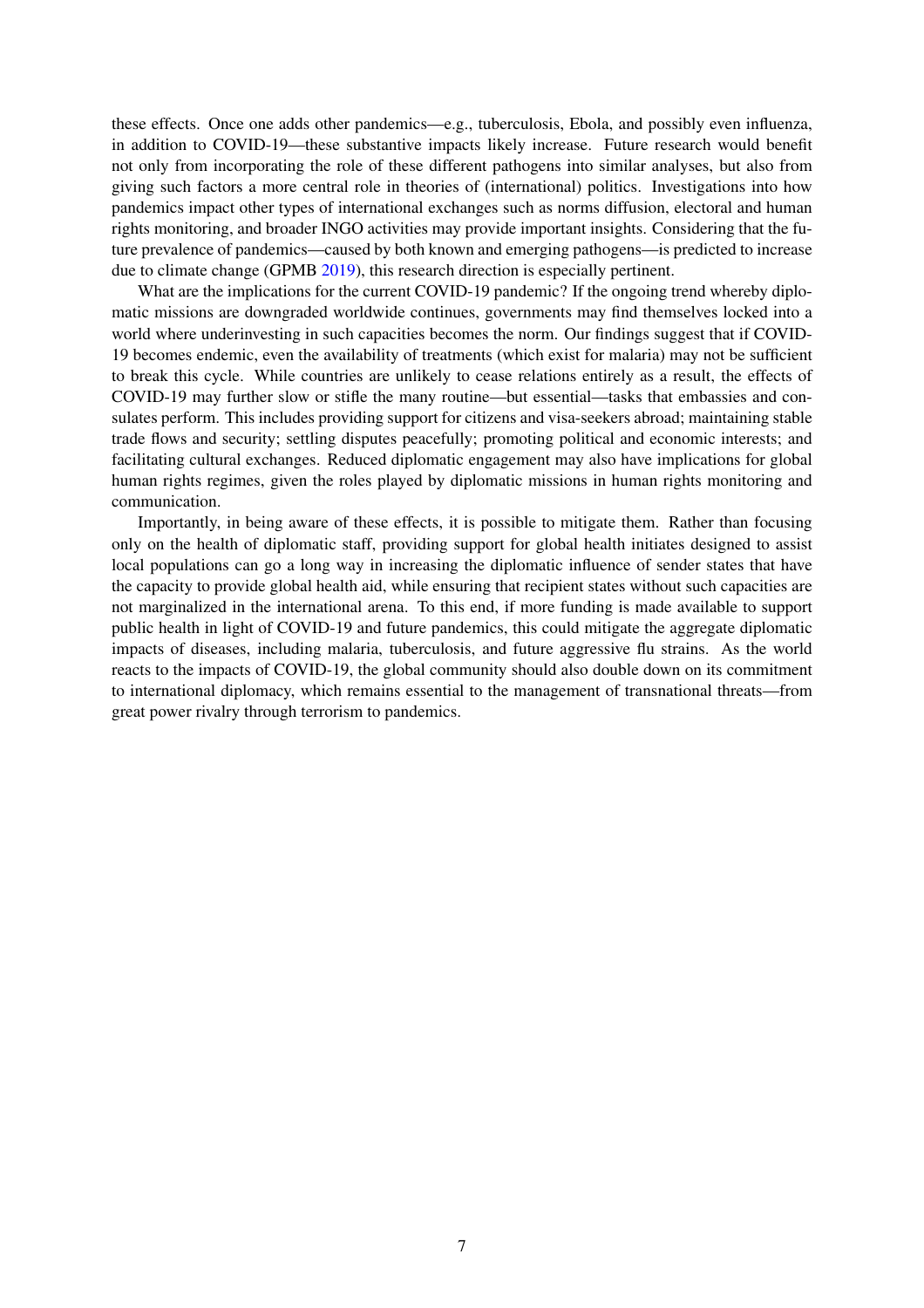these effects. Once one adds other pandemics—e.g., tuberculosis, Ebola, and possibly even influenza, in addition to COVID-19—these substantive impacts likely increase. Future research would benefit not only from incorporating the role of these different pathogens into similar analyses, but also from giving such factors a more central role in theories of (international) politics. Investigations into how pandemics impact other types of international exchanges such as norms diffusion, electoral and human rights monitoring, and broader INGO activities may provide important insights. Considering that the future prevalence of pandemics—caused by both known and emerging pathogens—is predicted to increase due to climate change (GPMB 2019), this research direction is especially pertinent.

What are the implications for the current COVID-19 pandemic? If the ongoing trend whereby diplomatic missions are downgraded worldwide continues, governments may find themselves locked into a world where underinvesting in such capacities becomes the norm. Our findings suggest that if COVID-19 becomes endemic, even the availability of treatments (which exist for malaria) may not be sufficient to break this cycle. While countries are unlikely to cease relations entirely as a result, the effects of COVID-19 may further slow or stifle the many routine—but essential—tasks that embassies and consulates perform. This includes providing support for citizens and visa-seekers abroad; maintaining stable trade flows and security; settling disputes peacefully; promoting political and economic interests; and facilitating cultural exchanges. Reduced diplomatic engagement may also have implications for global human rights regimes, given the roles played by diplomatic missions in human rights monitoring and communication.

Importantly, in being aware of these effects, it is possible to mitigate them. Rather than focusing only on the health of diplomatic staff, providing support for global health initiates designed to assist local populations can go a long way in increasing the diplomatic influence of sender states that have the capacity to provide global health aid, while ensuring that recipient states without such capacities are not marginalized in the international arena. To this end, if more funding is made available to support public health in light of COVID-19 and future pandemics, this could mitigate the aggregate diplomatic impacts of diseases, including malaria, tuberculosis, and future aggressive flu strains. As the world reacts to the impacts of COVID-19, the global community should also double down on its commitment to international diplomacy, which remains essential to the management of transnational threats—from great power rivalry through terrorism to pandemics.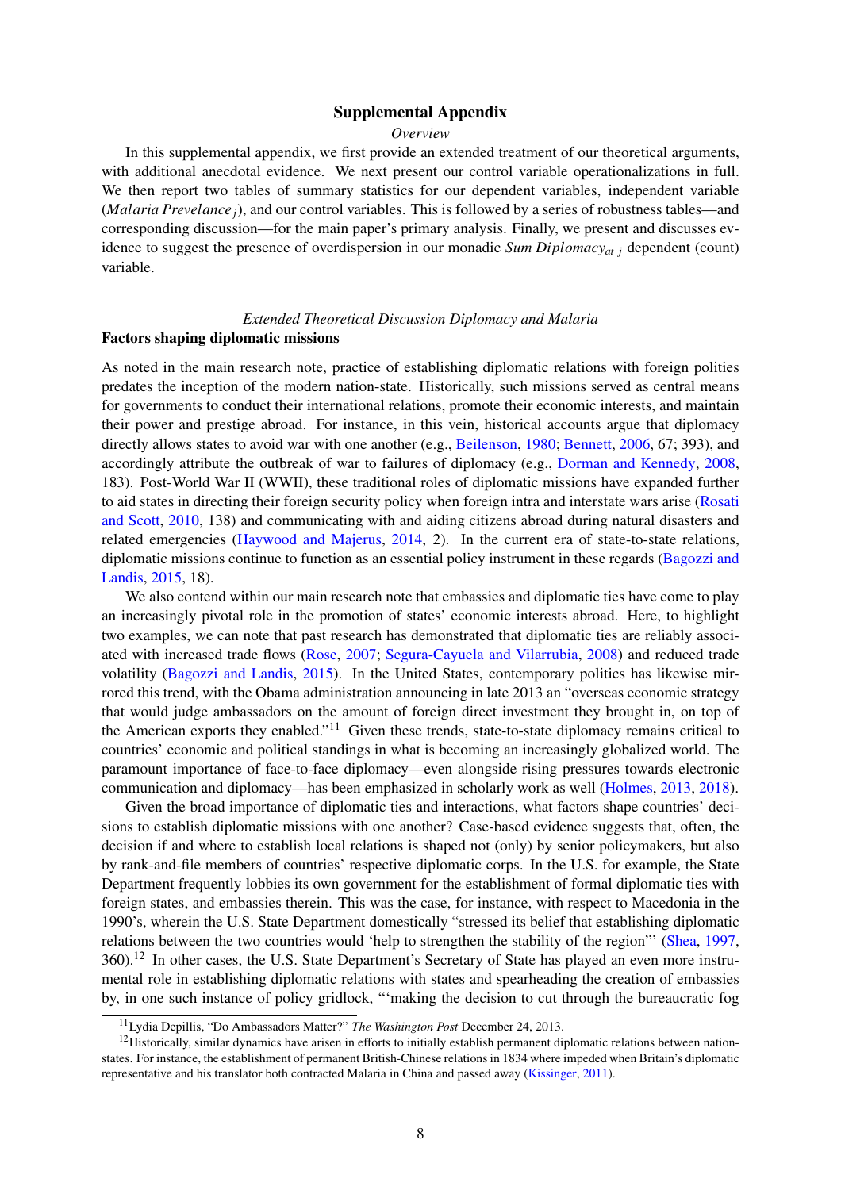# Supplemental Appendix

*Overview*

In this supplemental appendix, we first provide an extended treatment of our theoretical arguments, with additional anecdotal evidence. We next present our control variable operationalizations in full. We then report two tables of summary statistics for our dependent variables, independent variable ($Malaria\ Prevelance_j$), and our control variables. This is followed by a series of robustness tables—and corresponding discussion—for the main paper's primary analysis. Finally, we present and discusses evidence to suggest the presence of overdispersion in our monadic $Sum\ Diplomacy_{at\ j}$ dependent (count) variable.

*Extended Theoretical Discussion Diplomacy and Malaria*

## Factors shaping diplomatic missions

As noted in the main research note, practice of establishing diplomatic relations with foreign polities predates the inception of the modern nation-state. Historically, such missions served as central means for governments to conduct their international relations, promote their economic interests, and maintain their power and prestige abroad. For instance, in this vein, historical accounts argue that diplomacy directly allows states to avoid war with one another (e.g., Beilenson, 1980; Bennett, 2006, 67; 393), and accordingly attribute the outbreak of war to failures of diplomacy (e.g., Dorman and Kennedy, 2008, 183). Post-World War II (WWII), these traditional roles of diplomatic missions have expanded further to aid states in directing their foreign security policy when foreign intra and interstate wars arise (Rosati and Scott, 2010, 138) and communicating with and aiding citizens abroad during natural disasters and related emergencies (Haywood and Majerus, 2014, 2). In the current era of state-to-state relations, diplomatic missions continue to function as an essential policy instrument in these regards (Bagozzi and Landis, 2015, 18).

We also contend within our main research note that embassies and diplomatic ties have come to play an increasingly pivotal role in the promotion of states' economic interests abroad. Here, to highlight two examples, we can note that past research has demonstrated that diplomatic ties are reliably associated with increased trade flows (Rose, 2007; Segura-Cayuela and Vilarrubia, 2008) and reduced trade volatility (Bagozzi and Landis, 2015). In the United States, contemporary politics has likewise mirrored this trend, with the Obama administration announcing in late 2013 an "overseas economic strategy that would judge ambassadors on the amount of foreign direct investment they brought in, on top of the American exports they enabled."[11] Given these trends, state-to-state diplomacy remains critical to countries' economic and political standings in what is becoming an increasingly globalized world. The paramount importance of face-to-face diplomacy—even alongside rising pressures towards electronic communication and diplomacy—has been emphasized in scholarly work as well (Holmes, 2013, 2018).

Given the broad importance of diplomatic ties and interactions, what factors shape countries' decisions to establish diplomatic missions with one another? Case-based evidence suggests that, often, the decision if and where to establish local relations is shaped not (only) by senior policymakers, but also by rank-and-file members of countries' respective diplomatic corps. In the U.S. for example, the State Department frequently lobbies its own government for the establishment of formal diplomatic ties with foreign states, and embassies therein. This was the case, for instance, with respect to Macedonia in the 1990's, wherein the U.S. State Department domestically "stressed its belief that establishing diplomatic relations between the two countries would 'help to strengthen the stability of the region"' (Shea, 1997, 360).[12] In other cases, the U.S. State Department's Secretary of State has played an even more instrumental role in establishing diplomatic relations with states and spearheading the creation of embassies by, in one such instance of policy gridlock, "'making the decision to cut through the bureaucratic fog

[11] Lydia Depillis, "Do Ambassadors Matter?" *The Washington Post* December 24, 2013.

[12] Historically, similar dynamics have arisen in efforts to initially establish permanent diplomatic relations between nation-states. For instance, the establishment of permanent British-Chinese relations in 1834 where impeded when Britain's diplomatic representative and his translator both contracted Malaria in China and passed away (Kissinger, 2011).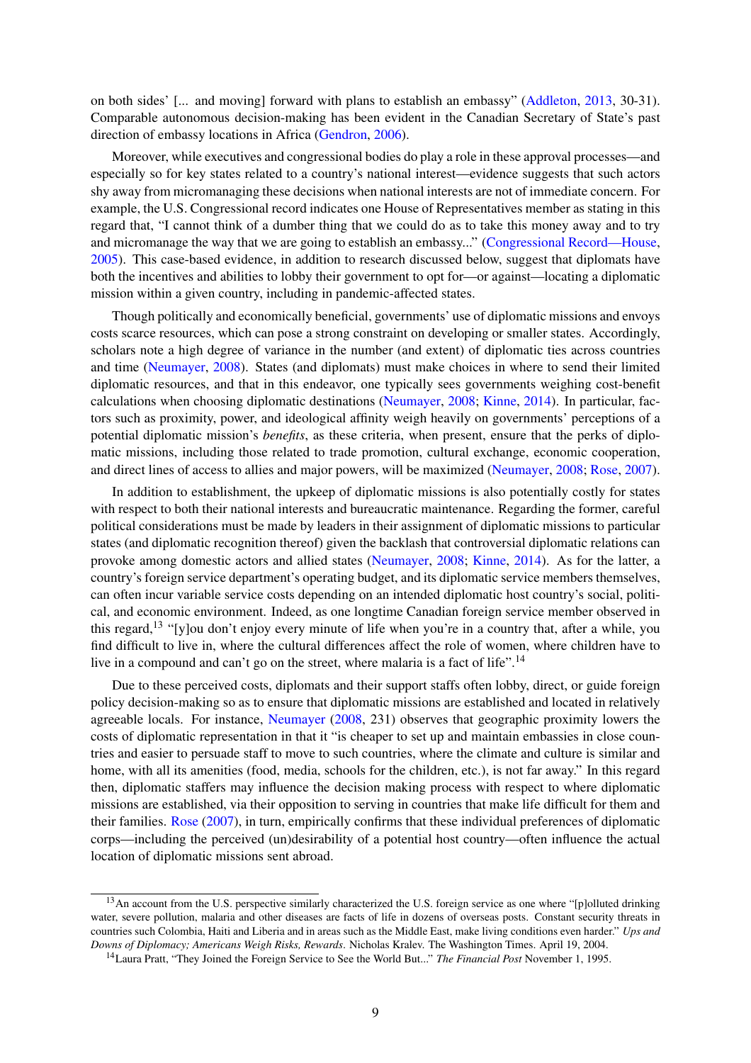on both sides' [... and moving] forward with plans to establish an embassy" (Addleton, 2013, 30-31). Comparable autonomous decision-making has been evident in the Canadian Secretary of State's past direction of embassy locations in Africa (Gendron, 2006).

Moreover, while executives and congressional bodies do play a role in these approval processes—and especially so for key states related to a country's national interest—evidence suggests that such actors shy away from micromanaging these decisions when national interests are not of immediate concern. For example, the U.S. Congressional record indicates one House of Representatives member as stating in this regard that, "I cannot think of a dumber thing that we could do as to take this money away and to try and micromanage the way that we are going to establish an embassy..." (Congressional Record—House, 2005). This case-based evidence, in addition to research discussed below, suggest that diplomats have both the incentives and abilities to lobby their government to opt for—or against—locating a diplomatic mission within a given country, including in pandemic-affected states.

Though politically and economically beneficial, governments' use of diplomatic missions and envoys costs scarce resources, which can pose a strong constraint on developing or smaller states. Accordingly, scholars note a high degree of variance in the number (and extent) of diplomatic ties across countries and time (Neumayer, 2008). States (and diplomats) must make choices in where to send their limited diplomatic resources, and that in this endeavor, one typically sees governments weighing cost-benefit calculations when choosing diplomatic destinations (Neumayer, 2008; Kinne, 2014). In particular, factors such as proximity, power, and ideological affinity weigh heavily on governments' perceptions of a potential diplomatic mission's *benefits*, as these criteria, when present, ensure that the perks of diplomatic missions, including those related to trade promotion, cultural exchange, economic cooperation, and direct lines of access to allies and major powers, will be maximized (Neumayer, 2008; Rose, 2007).

In addition to establishment, the upkeep of diplomatic missions is also potentially costly for states with respect to both their national interests and bureaucratic maintenance. Regarding the former, careful political considerations must be made by leaders in their assignment of diplomatic missions to particular states (and diplomatic recognition thereof) given the backlash that controversial diplomatic relations can provoke among domestic actors and allied states (Neumayer, 2008; Kinne, 2014). As for the latter, a country's foreign service department's operating budget, and its diplomatic service members themselves, can often incur variable service costs depending on an intended diplomatic host country's social, political, and economic environment. Indeed, as one longtime Canadian foreign service member observed in this regard,[13] "[y]ou don't enjoy every minute of life when you're in a country that, after a while, you find difficult to live in, where the cultural differences affect the role of women, where children have to live in a compound and can't go on the street, where malaria is a fact of life".[14]

Due to these perceived costs, diplomats and their support staffs often lobby, direct, or guide foreign policy decision-making so as to ensure that diplomatic missions are established and located in relatively agreeable locals. For instance, Neumayer (2008, 231) observes that geographic proximity lowers the costs of diplomatic representation in that it "is cheaper to set up and maintain embassies in close countries and easier to persuade staff to move to such countries, where the climate and culture is similar and home, with all its amenities (food, media, schools for the children, etc.), is not far away." In this regard then, diplomatic staffers may influence the decision making process with respect to where diplomatic missions are established, via their opposition to serving in countries that make life difficult for them and their families. Rose (2007), in turn, empirically confirms that these individual preferences of diplomatic corps—including the perceived (un)desirability of a potential host country—often influence the actual location of diplomatic missions sent abroad.

---

[13] An account from the U.S. perspective similarly characterized the U.S. foreign service as one where "[p]olluted drinking water, severe pollution, malaria and other diseases are facts of life in dozens of overseas posts. Constant security threats in countries such Colombia, Haiti and Liberia and in areas such as the Middle East, make living conditions even harder." *Ups and Downs of Diplomacy; Americans Weigh Risks, Rewards*. Nicholas Kralev. The Washington Times. April 19, 2004.

[14] Laura Pratt, "They Joined the Foreign Service to See the World But..." *The Financial Post* November 1, 1995.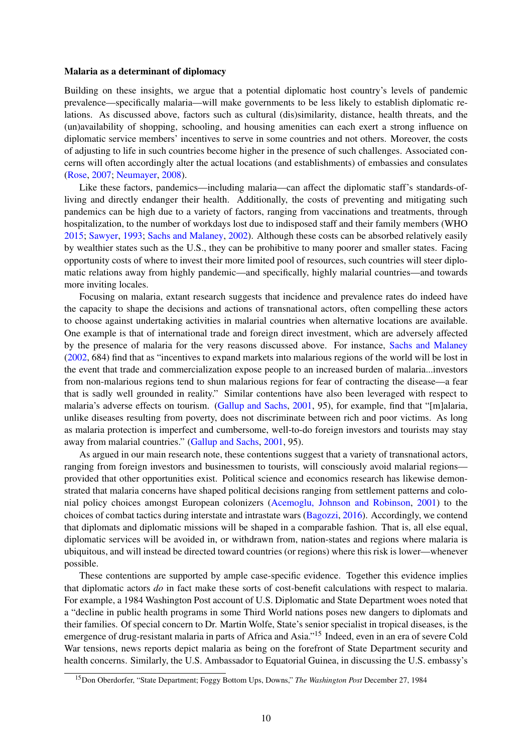**Malaria as a determinant of diplomacy**

Building on these insights, we argue that a potential diplomatic host country's levels of pandemic prevalence—specifically malaria—will make governments to be less likely to establish diplomatic relations. As discussed above, factors such as cultural (dis)similarity, distance, health threats, and the (un)availability of shopping, schooling, and housing amenities can each exert a strong influence on diplomatic service members' incentives to serve in some countries and not others. Moreover, the costs of adjusting to life in such countries become higher in the presence of such challenges. Associated concerns will often accordingly alter the actual locations (and establishments) of embassies and consulates (Rose, 2007; Neumayer, 2008).

Like these factors, pandemics—including malaria—can affect the diplomatic staff's standards-of-living and directly endanger their health. Additionally, the costs of preventing and mitigating such pandemics can be high due to a variety of factors, ranging from vaccinations and treatments, through hospitalization, to the number of workdays lost due to indisposed staff and their family members (WHO 2015; Sawyer, 1993; Sachs and Malaney, 2002). Although these costs can be absorbed relatively easily by wealthier states such as the U.S., they can be prohibitive to many poorer and smaller states. Facing opportunity costs of where to invest their more limited pool of resources, such countries will steer diplomatic relations away from highly pandemic—and specifically, highly malarial countries—and towards more inviting locales.

Focusing on malaria, extant research suggests that incidence and prevalence rates do indeed have the capacity to shape the decisions and actions of transnational actors, often compelling these actors to choose against undertaking activities in malarial countries when alternative locations are available. One example is that of international trade and foreign direct investment, which are adversely affected by the presence of malaria for the very reasons discussed above. For instance, Sachs and Malaney (2002, 684) find that as "incentives to expand markets into malarious regions of the world will be lost in the event that trade and commercialization expose people to an increased burden of malaria...investors from non-malarious regions tend to shun malarious regions for fear of contracting the disease—a fear that is sadly well grounded in reality." Similar contentions have also been leveraged with respect to malaria's adverse effects on tourism. (Gallup and Sachs, 2001, 95), for example, find that "[m]alaria, unlike diseases resulting from poverty, does not discriminate between rich and poor victims. As long as malaria protection is imperfect and cumbersome, well-to-do foreign investors and tourists may stay away from malarial countries." (Gallup and Sachs, 2001, 95).

As argued in our main research note, these contentions suggest that a variety of transnational actors, ranging from foreign investors and businessmen to tourists, will consciously avoid malarial regions—provided that other opportunities exist. Political science and economics research has likewise demonstrated that malaria concerns have shaped political decisions ranging from settlement patterns and colonial policy choices amongst European colonizers (Acemoglu, Johnson and Robinson, 2001) to the choices of combat tactics during interstate and intrastate wars (Bagozzi, 2016). Accordingly, we contend that diplomats and diplomatic missions will be shaped in a comparable fashion. That is, all else equal, diplomatic services will be avoided in, or withdrawn from, nation-states and regions where malaria is ubiquitous, and will instead be directed toward countries (or regions) where this risk is lower—whenever possible.

These contentions are supported by ample case-specific evidence. Together this evidence implies that diplomatic actors *do* in fact make these sorts of cost-benefit calculations with respect to malaria. For example, a 1984 Washington Post account of U.S. Diplomatic and State Department woes noted that a "decline in public health programs in some Third World nations poses new dangers to diplomats and their families. Of special concern to Dr. Martin Wolfe, State's senior specialist in tropical diseases, is the emergence of drug-resistant malaria in parts of Africa and Asia."[15] Indeed, even in an era of severe Cold War tensions, news reports depict malaria as being on the forefront of State Department security and health concerns. Similarly, the U.S. Ambassador to Equatorial Guinea, in discussing the U.S. embassy's

[15] Don Oberdorfer, "State Department; Foggy Bottom Ups, Downs," *The Washington Post* December 27, 1984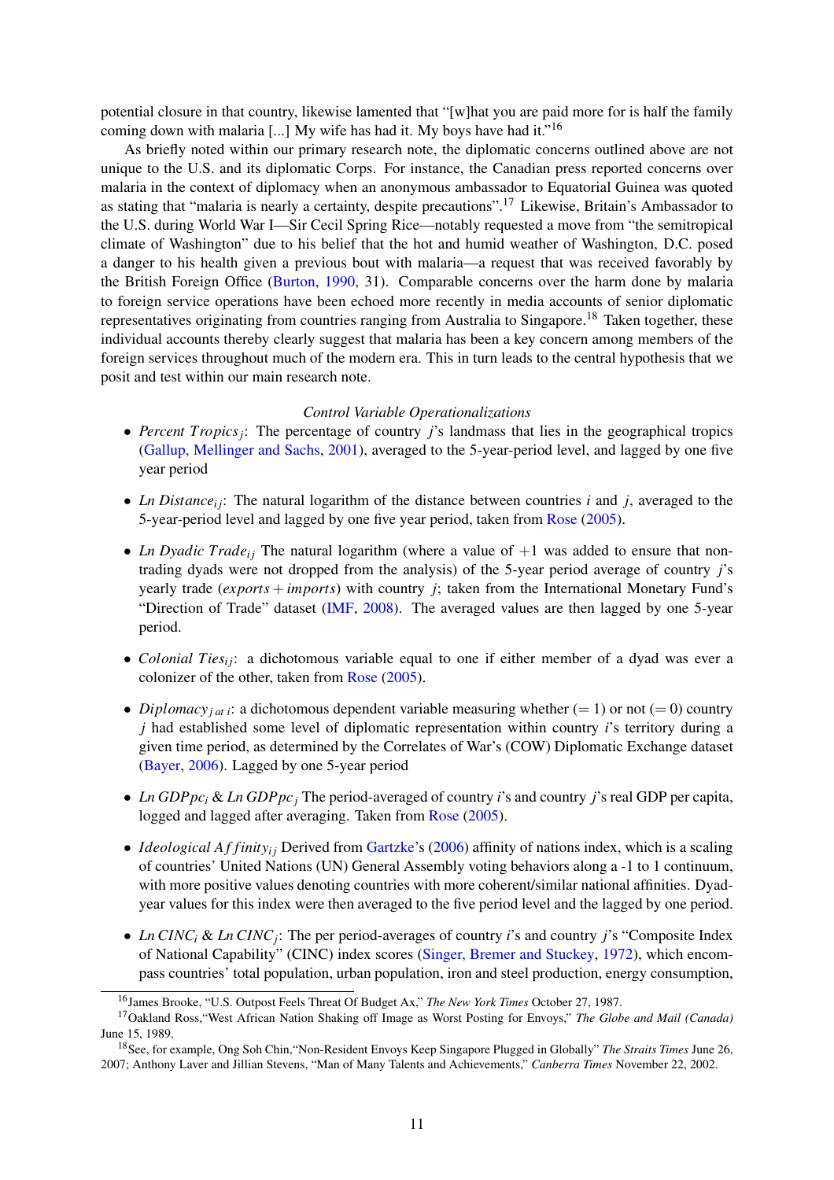potential closure in that country, likewise lamented that "[w]hat you are paid more for is half the family coming down with malaria [...] My wife has had it. My boys have had it."[16]

As briefly noted within our primary research note, the diplomatic concerns outlined above are not unique to the U.S. and its diplomatic Corps. For instance, the Canadian press reported concerns over malaria in the context of diplomacy when an anonymous ambassador to Equatorial Guinea was quoted as stating that "malaria is nearly a certainty, despite precautions".[17] Likewise, Britain's Ambassador to the U.S. during World War I—Sir Cecil Spring Rice—notably requested a move from "the semitropical climate of Washington" due to his belief that the hot and humid weather of Washington, D.C. posed a danger to his health given a previous bout with malaria—a request that was received favorably by the British Foreign Office (Burton, 1990, 31). Comparable concerns over the harm done by malaria to foreign service operations have been echoed more recently in media accounts of senior diplomatic representatives originating from countries ranging from Australia to Singapore.[18] Taken together, these individual accounts thereby clearly suggest that malaria has been a key concern among members of the foreign services throughout much of the modern era. This in turn leads to the central hypothesis that we posit and test within our main research note.

*Control Variable Operationalizations*

- $Percent\ Tropics_j$: The percentage of country $j$'s landmass that lies in the geographical tropics (Gallup, Mellinger and Sachs, 2001), averaged to the 5-year-period level, and lagged by one five year period
- $Ln\ Distance_{ij}$: The natural logarithm of the distance between countries $i$ and $j$, averaged to the 5-year-period level and lagged by one five year period, taken from Rose (2005).
- $Ln\ Dyadic\ Trade_{ij}$ The natural logarithm (where a value of $+1$ was added to ensure that non-trading dyads were not dropped from the analysis) of the 5-year period average of country $j$'s yearly trade ($exports + imports$) with country $j$; taken from the International Monetary Fund's "Direction of Trade" dataset (IMF, 2008). The averaged values are then lagged by one 5-year period.
- $Colonial\ Ties_{ij}$: a dichotomous variable equal to one if either member of a dyad was ever a colonizer of the other, taken from Rose (2005).
- $Diplomacy_{j\ at\ i}$: a dichotomous dependent variable measuring whether ($= 1$) or not ($= 0$) country $j$ had established some level of diplomatic representation within country $i$'s territory during a given time period, as determined by the Correlates of War's (COW) Diplomatic Exchange dataset (Bayer, 2006). Lagged by one 5-year period
- $Ln\ GDPpc_i$ & $Ln\ GDPpc_j$ The period-averaged of country $i$'s and country $j$'s real GDP per capita, logged and lagged after averaging. Taken from Rose (2005).
- $Ideological\ Affinity_{ij}$ Derived from Gartzke's (2006) affinity of nations index, which is a scaling of countries' United Nations (UN) General Assembly voting behaviors along a -1 to 1 continuum, with more positive values denoting countries with more coherent/similar national affinities. Dyad-year values for this index were then averaged to the five period level and the lagged by one period.
- $Ln\ CINC_i$ & $Ln\ CINC_j$: The per period-averages of country $i$'s and country $j$'s "Composite Index of National Capability" (CINC) index scores (Singer, Bremer and Stuckey, 1972), which encompass countries' total population, urban population, iron and steel production, energy consumption,

[16] James Brooke, "U.S. Outpost Feels Threat Of Budget Ax," *The New York Times* October 27, 1987.

[17] Oakland Ross,"West African Nation Shaking off Image as Worst Posting for Envoys," *The Globe and Mail (Canada)* June 15, 1989.

[18] See, for example, Ong Soh Chin,"Non-Resident Envoys Keep Singapore Plugged in Globally" *The Straits Times* June 26, 2007; Anthony Laver and Jillian Stevens, "Man of Many Talents and Achievements," *Canberra Times* November 22, 2002.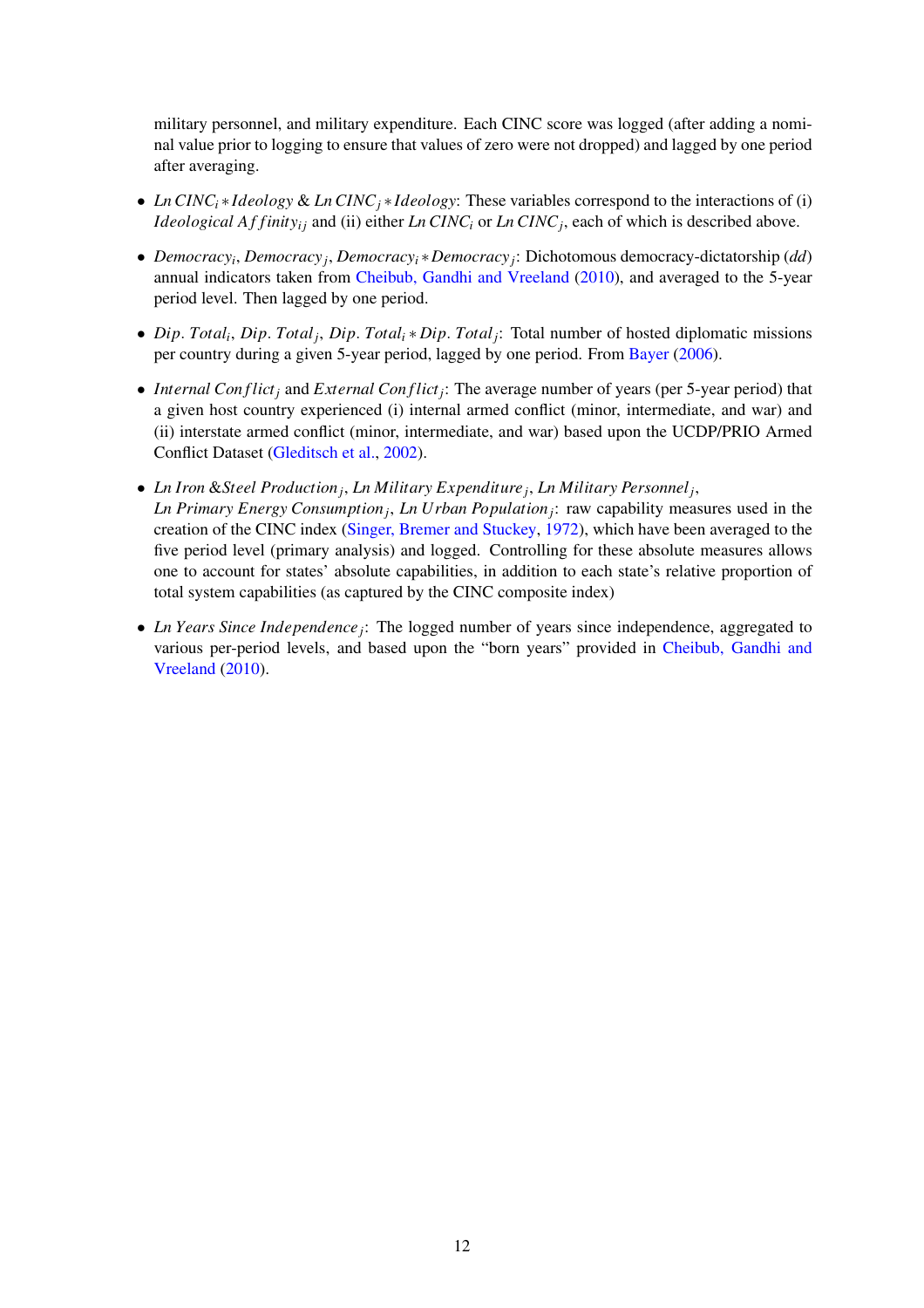military personnel, and military expenditure. Each CINC score was logged (after adding a nominal value prior to logging to ensure that values of zero were not dropped) and lagged by one period after averaging.

- $Ln\, CINC_i * Ideology$ & $Ln\, CINC_j * Ideology$: These variables correspond to the interactions of (i) $Ideological\ Affinity_{ij}$ and (ii) either $Ln\, CINC_i$ or $Ln\, CINC_j$, each of which is described above.
- $Democracy_i$, $Democracy_j$, $Democracy_i * Democracy_j$: Dichotomous democracy-dictatorship (*dd*) annual indicators taken from Cheibub, Gandhi and Vreeland (2010), and averaged to the 5-year period level. Then lagged by one period.
- $Dip.\ Total_i$, $Dip.\ Total_j$, $Dip.\ Total_i * Dip.\ Total_j$: Total number of hosted diplomatic missions per country during a given 5-year period, lagged by one period. From Bayer (2006).
- $Internal\ Conflict_j$ and $External\ Conflict_j$: The average number of years (per 5-year period) that a given host country experienced (i) internal armed conflict (minor, intermediate, and war) and (ii) interstate armed conflict (minor, intermediate, and war) based upon the UCDP/PRIO Armed Conflict Dataset (Gleditsch et al., 2002).
- $Ln\ Iron\ \&Steel\ Production_j$, $Ln\ Military\ Expenditure_j$, $Ln\ Military\ Personnel_j$, $Ln\ Primary\ Energy\ Consumption_j$, $Ln\ Urban\ Population_j$: raw capability measures used in the creation of the CINC index (Singer, Bremer and Stuckey, 1972), which have been averaged to the five period level (primary analysis) and logged. Controlling for these absolute measures allows one to account for states' absolute capabilities, in addition to each state's relative proportion of total system capabilities (as captured by the CINC composite index)
- $Ln\ Years\ Since\ Independence_j$: The logged number of years since independence, aggregated to various per-period levels, and based upon the "born years" provided in Cheibub, Gandhi and Vreeland (2010).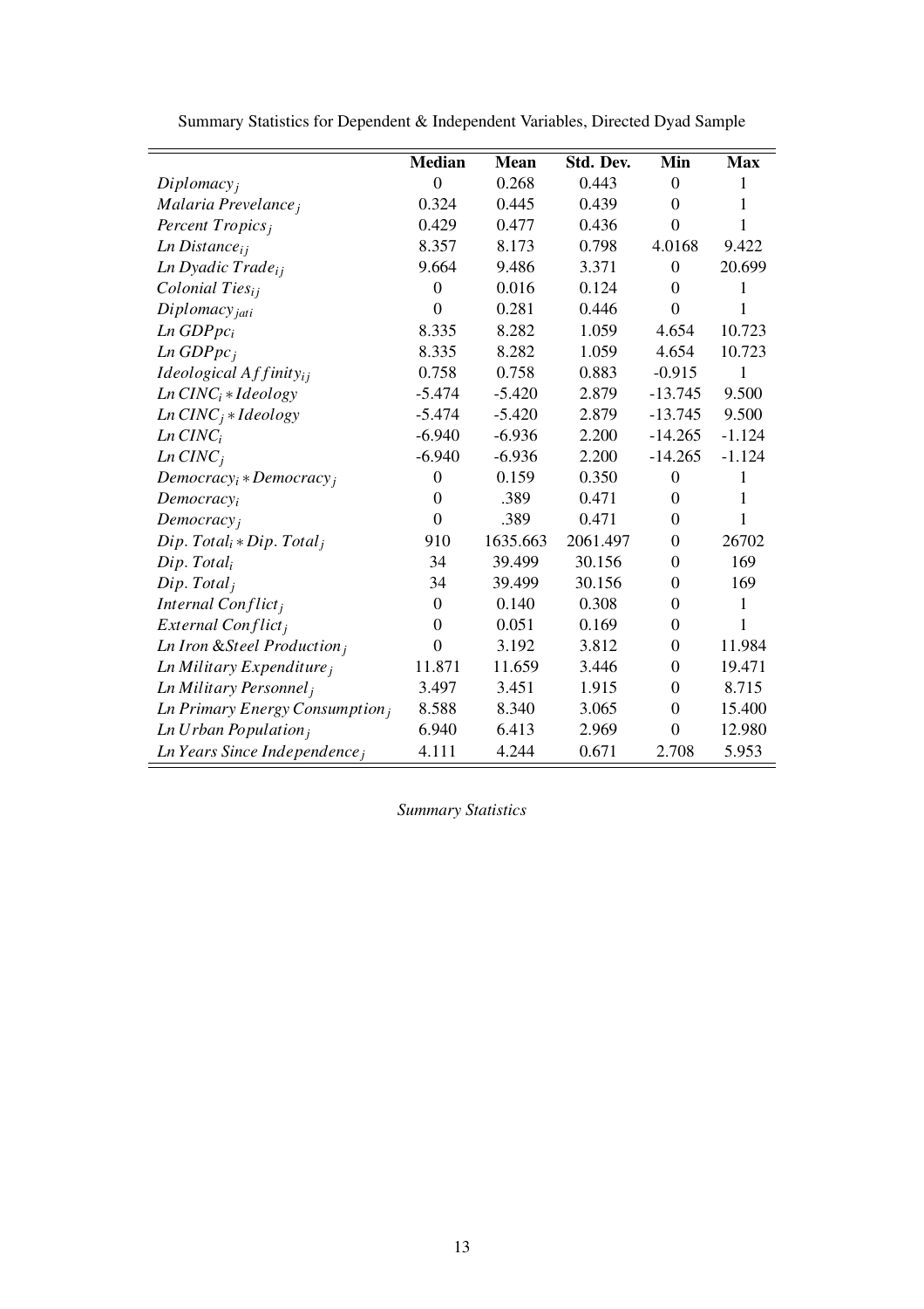Summary Statistics for Dependent & Independent Variables, Directed Dyad Sample

| | **Median** | **Mean** | **Std. Dev.** | **Min** | **Max** |
|---|---|---|---|---|---|
| $Diplomacy_j$ | 0 | 0.268 | 0.443 | 0 | 1 |
| $Malaria\ Prevelance_j$ | 0.324 | 0.445 | 0.439 | 0 | 1 |
| $Percent\ Tropics_j$ | 0.429 | 0.477 | 0.436 | 0 | 1 |
| $Ln\ Distance_{ij}$ | 8.357 | 8.173 | 0.798 | 4.0168 | 9.422 |
| $Ln\ Dyadic\ Trade_{ij}$ | 9.664 | 9.486 | 3.371 | 0 | 20.699 |
| $Colonial\ Ties_{ij}$ | 0 | 0.016 | 0.124 | 0 | 1 |
| $Diplomacy_{jati}$ | 0 | 0.281 | 0.446 | 0 | 1 |
| $Ln\ GDPpc_i$ | 8.335 | 8.282 | 1.059 | 4.654 | 10.723 |
| $Ln\ GDPpc_j$ | 8.335 | 8.282 | 1.059 | 4.654 | 10.723 |
| $Ideological\ Affinity_{ij}$ | 0.758 | 0.758 | 0.883 | -0.915 | 1 |
| $Ln\ CINC_i * Ideology$ | -5.474 | -5.420 | 2.879 | -13.745 | 9.500 |
| $Ln\ CINC_j * Ideology$ | -5.474 | -5.420 | 2.879 | -13.745 | 9.500 |
| $Ln\ CINC_i$ | -6.940 | -6.936 | 2.200 | -14.265 | -1.124 |
| $Ln\ CINC_j$ | -6.940 | -6.936 | 2.200 | -14.265 | -1.124 |
| $Democracy_i * Democracy_j$ | 0 | 0.159 | 0.350 | 0 | 1 |
| $Democracy_i$ | 0 | .389 | 0.471 | 0 | 1 |
| $Democracy_j$ | 0 | .389 | 0.471 | 0 | 1 |
| $Dip.\ Total_i * Dip.\ Total_j$ | 910 | 1635.663 | 2061.497 | 0 | 26702 |
| $Dip.\ Total_i$ | 34 | 39.499 | 30.156 | 0 | 169 |
| $Dip.\ Total_j$ | 34 | 39.499 | 30.156 | 0 | 169 |
| $Internal\ Conflict_j$ | 0 | 0.140 | 0.308 | 0 | 1 |
| $External\ Conflict_j$ | 0 | 0.051 | 0.169 | 0 | 1 |
| $Ln\ Iron\ \&Steel\ Production_j$ | 0 | 3.192 | 3.812 | 0 | 11.984 |
| $Ln\ Military\ Expenditure_j$ | 11.871 | 11.659 | 3.446 | 0 | 19.471 |
| $Ln\ Military\ Personnel_j$ | 3.497 | 3.451 | 1.915 | 0 | 8.715 |
| $Ln\ Primary\ Energy\ Consumption_j$ | 8.588 | 8.340 | 3.065 | 0 | 15.400 |
| $Ln\ Urban\ Population_j$ | 6.940 | 6.413 | 2.969 | 0 | 12.980 |
| $Ln\ Years\ Since\ Independence_j$ | 4.111 | 4.244 | 0.671 | 2.708 | 5.953 |

*Summary Statistics*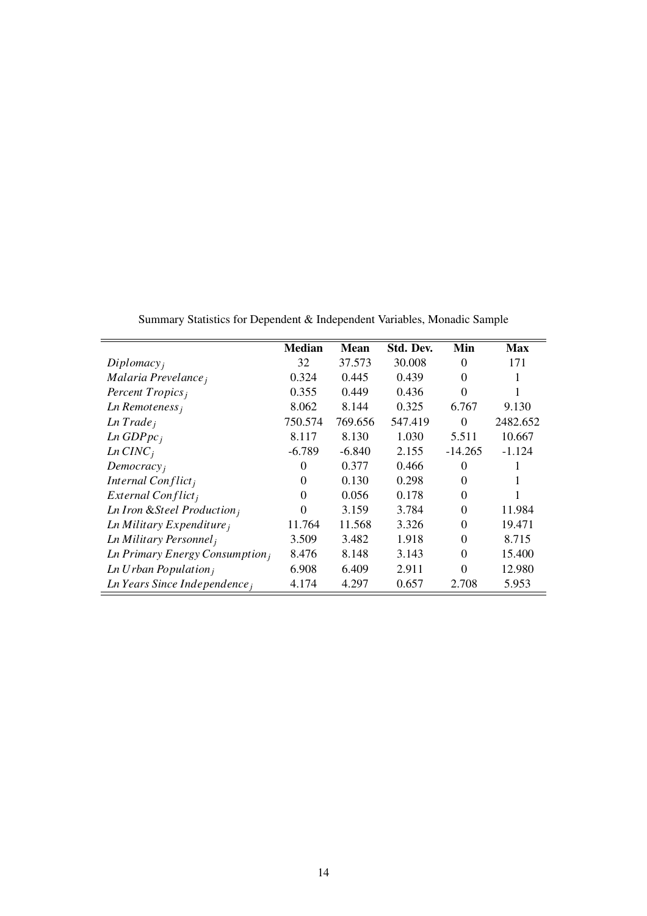Summary Statistics for Dependent & Independent Variables, Monadic Sample

| | **Median** | **Mean** | **Std. Dev.** | **Min** | **Max** |
|---|---|---|---|---|---|
| $Diplomacy_j$ | 32 | 37.573 | 30.008 | 0 | 171 |
| $Malaria\ Prevelance_j$ | 0.324 | 0.445 | 0.439 | 0 | 1 |
| $Percent\ Tropics_j$ | 0.355 | 0.449 | 0.436 | 0 | 1 |
| $Ln\ Remoteness_j$ | 8.062 | 8.144 | 0.325 | 6.767 | 9.130 |
| $Ln\ Trade_j$ | 750.574 | 769.656 | 547.419 | 0 | 2482.652 |
| $Ln\ GDPpc_j$ | 8.117 | 8.130 | 1.030 | 5.511 | 10.667 |
| $Ln\ CINC_j$ | -6.789 | -6.840 | 2.155 | -14.265 | -1.124 |
| $Democracy_j$ | 0 | 0.377 | 0.466 | 0 | 1 |
| $Internal\ Conflict_j$ | 0 | 0.130 | 0.298 | 0 | 1 |
| $External\ Conflict_j$ | 0 | 0.056 | 0.178 | 0 | 1 |
| $Ln\ Iron\ \&Steel\ Production_j$ | 0 | 3.159 | 3.784 | 0 | 11.984 |
| $Ln\ Military\ Expenditure_j$ | 11.764 | 11.568 | 3.326 | 0 | 19.471 |
| $Ln\ Military\ Personnel_j$ | 3.509 | 3.482 | 1.918 | 0 | 8.715 |
| $Ln\ Primary\ Energy\ Consumption_j$ | 8.476 | 8.148 | 3.143 | 0 | 15.400 |
| $Ln\ Urban\ Population_j$ | 6.908 | 6.409 | 2.911 | 0 | 12.980 |
| $Ln\ Years\ Since\ Independence_j$ | 4.174 | 4.297 | 0.657 | 2.708 | 5.953 |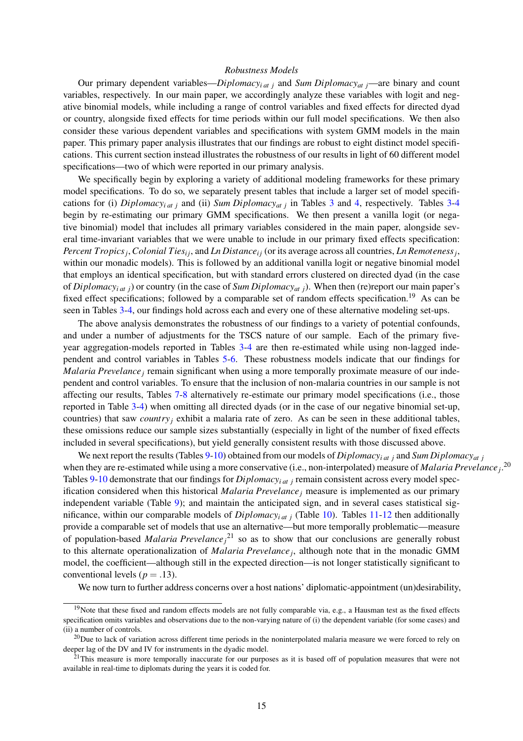### *Robustness Models*

Our primary dependent variables—$Diplomacy_{i\ at\ j}$ and $Sum\ Diplomacy_{at\ j}$—are binary and count variables, respectively. In our main paper, we accordingly analyze these variables with logit and negative binomial models, while including a range of control variables and fixed effects for directed dyad or country, alongside fixed effects for time periods within our full model specifications. We then also consider these various dependent variables and specifications with system GMM models in the main paper. This primary paper analysis illustrates that our findings are robust to eight distinct model specifications. This current section instead illustrates the robustness of our results in light of 60 different model specifications—two of which were reported in our primary analysis.

We specifically begin by exploring a variety of additional modeling frameworks for these primary model specifications. To do so, we separately present tables that include a larger set of model specifications for (i) $Diplomacy_{i\ at\ j}$ and (ii) $Sum\ Diplomacy_{at\ j}$ in Tables 3 and 4, respectively. Tables 3-4 begin by re-estimating our primary GMM specifications. We then present a vanilla logit (or negative binomial) model that includes all primary variables considered in the main paper, alongside several time-invariant variables that we were unable to include in our primary fixed effects specification: $Percent\ Tropics_j$, $Colonial\ Ties_{ij}$, and $Ln\ Distance_{ij}$ (or its average across all countries, $Ln\ Remoteness_j$, within our monadic models). This is followed by an additional vanilla logit or negative binomial model that employs an identical specification, but with standard errors clustered on directed dyad (in the case of $Diplomacy_{i\ at\ j}$) or country (in the case of $Sum\ Diplomacy_{at\ j}$). When then (re)report our main paper's fixed effect specifications; followed by a comparable set of random effects specification.[19] As can be seen in Tables 3-4, our findings hold across each and every one of these alternative modeling set-ups.

The above analysis demonstrates the robustness of our findings to a variety of potential confounds, and under a number of adjustments for the TSCS nature of our sample. Each of the primary five-year aggregation-models reported in Tables 3-4 are then re-estimated while using non-lagged independent and control variables in Tables 5-6. These robustness models indicate that our findings for $Malaria\ Prevelance_j$ remain significant when using a more temporally proximate measure of our independent and control variables. To ensure that the inclusion of non-malaria countries in our sample is not affecting our results, Tables 7-8 alternatively re-estimate our primary model specifications (i.e., those reported in Table 3-4) when omitting all directed dyads (or in the case of our negative binomial set-up, countries) that saw $country_j$ exhibit a malaria rate of zero. As can be seen in these additional tables, these omissions reduce our sample sizes substantially (especially in light of the number of fixed effects included in several specifications), but yield generally consistent results with those discussed above.

We next report the results (Tables 9-10) obtained from our models of $Diplomacy_{i\ at\ j}$ and $Sum\ Diplomacy_{at\ j}$ when they are re-estimated while using a more conservative (i.e., non-interpolated) measure of $Malaria\ Prevelance_j$.[20] Tables 9-10 demonstrate that our findings for $Diplomacy_{i\ at\ j}$ remain consistent across every model specification considered when this historical $Malaria\ Prevelance_j$ measure is implemented as our primary independent variable (Table 9); and maintain the anticipated sign, and in several cases statistical significance, within our comparable models of $Diplomacy_{i\ at\ j}$ (Table 10). Tables 11-12 then additionally provide a comparable set of models that use an alternative—but more temporally problematic—measure of population-based $Malaria\ Prevelance_j$[21] so as to show that our conclusions are generally robust to this alternate operationalization of $Malaria\ Prevelance_j$, although note that in the monadic GMM model, the coefficient—although still in the expected direction—is not longer statistically significant to conventional levels ($p = .13$).

We now turn to further address concerns over a host nations' diplomatic-appointment (un)desirability,

---

[19] Note that these fixed and random effects models are not fully comparable via, e.g., a Hausman test as the fixed effects specification omits variables and observations due to the non-varying nature of (i) the dependent variable (for some cases) and (ii) a number of controls.

[20] Due to lack of variation across different time periods in the noninterpolated malaria measure we were forced to rely on deeper lag of the DV and IV for instruments in the dyadic model.

[21] This measure is more temporally inaccurate for our purposes as it is based off of population measures that were not available in real-time to diplomats during the years it is coded for.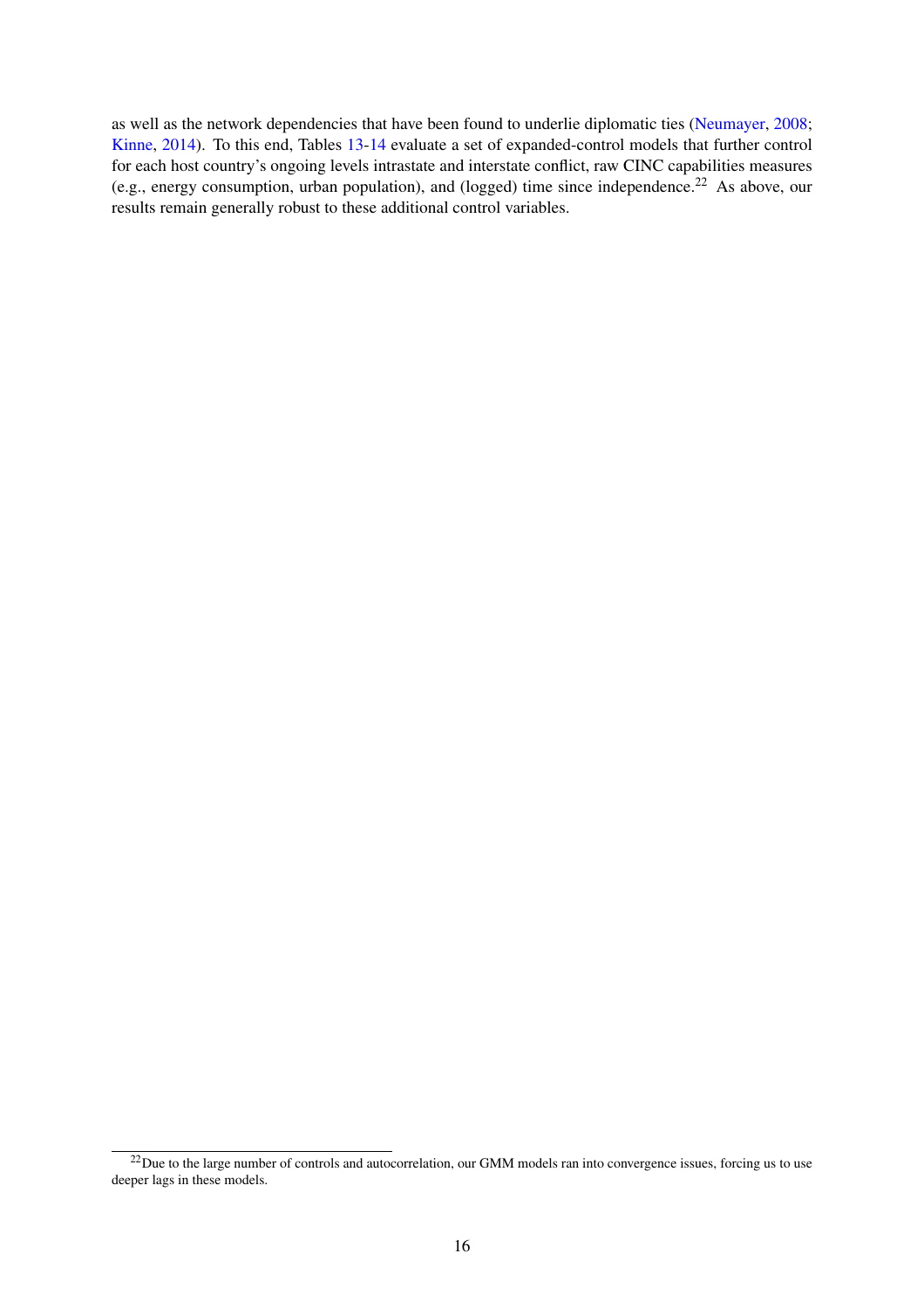as well as the network dependencies that have been found to underlie diplomatic ties (Neumayer, 2008; Kinne, 2014). To this end, Tables 13-14 evaluate a set of expanded-control models that further control for each host country's ongoing levels intrastate and interstate conflict, raw CINC capabilities measures (e.g., energy consumption, urban population), and (logged) time since independence.[22] As above, our results remain generally robust to these additional control variables.

[22] Due to the large number of controls and autocorrelation, our GMM models ran into convergence issues, forcing us to use deeper lags in these models.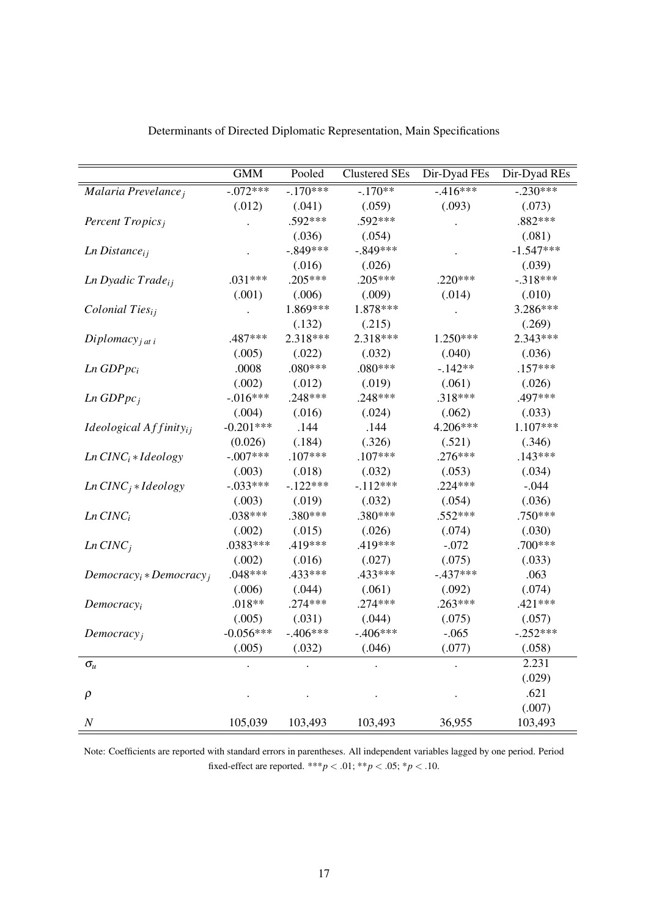Determinants of Directed Diplomatic Representation, Main Specifications

| | GMM | Pooled | Clustered SEs | Dir-Dyad FEs | Dir-Dyad REs |
|---|---|---|---|---|---|
| $Malaria\ Prevelance_j$ | -.072*** | -.170*** | -.170** | -.416*** | -.230*** |
| | (.012) | (.041) | (.059) | (.093) | (.073) |
| $Percent\ Tropics_j$ | . | .592*** | .592*** | . | .882*** |
| | | (.036) | (.054) | | (.081) |
| $Ln\ Distance_{ij}$ | . | -.849*** | -.849*** | . | -1.547*** |
| | | (.016) | (.026) | | (.039) |
| $Ln\ Dyadic\ Trade_{ij}$ | .031*** | .205*** | .205*** | .220*** | -.318*** |
| | (.001) | (.006) | (.009) | (.014) | (.010) |
| $Colonial\ Ties_{ij}$ | . | 1.869*** | 1.878*** | . | 3.286*** |
| | | (.132) | (.215) | | (.269) |
| $Diplomacy_{j\ at\ i}$ | .487*** | 2.318*** | 2.318*** | 1.250*** | 2.343*** |
| | (.005) | (.022) | (.032) | (.040) | (.036) |
| $Ln\ GDPpc_i$ | .0008 | .080*** | .080*** | -.142** | .157*** |
| | (.002) | (.012) | (.019) | (.061) | (.026) |
| $Ln\ GDPpc_j$ | -.016*** | .248*** | .248*** | .318*** | .497*** |
| | (.004) | (.016) | (.024) | (.062) | (.033) |
| $Ideological\ Affinity_{ij}$ | -0.201*** | .144 | .144 | 4.206*** | 1.107*** |
| | (0.026) | (.184) | (.326) | (.521) | (.346) |
| $Ln\ CINC_i * Ideology$ | -.007*** | .107*** | .107*** | .276*** | .143*** |
| | (.003) | (.018) | (.032) | (.053) | (.034) |
| $Ln\ CINC_j * Ideology$ | -.033*** | -.122*** | -.112*** | .224*** | -.044 |
| | (.003) | (.019) | (.032) | (.054) | (.036) |
| $Ln\ CINC_i$ | .038*** | .380*** | .380*** | .552*** | .750*** |
| | (.002) | (.015) | (.026) | (.074) | (.030) |
| $Ln\ CINC_j$ | .0383*** | .419*** | .419*** | -.072 | .700*** |
| | (.002) | (.016) | (.027) | (.075) | (.033) |
| $Democracy_i * Democracy_j$ | .048*** | .433*** | .433*** | -.437*** | .063 |
| | (.006) | (.044) | (.061) | (.092) | (.074) |
| $Democracy_i$ | .018** | .274*** | .274*** | .263*** | .421*** |
| | (.005) | (.031) | (.044) | (.075) | (.057) |
| $Democracy_j$ | -0.056*** | -.406*** | -.406*** | -.065 | -.252*** |
| | (.005) | (.032) | (.046) | (.077) | (.058) |
| $\sigma_u$ | . | . | . | . | 2.231 |
| | | | | | (.029) |
| $\rho$ | . | . | . | . | .621 |
| | | | | | (.007) |
| $N$ | 105,039 | 103,493 | 103,493 | 36,955 | 103,493 |

Note: Coefficients are reported with standard errors in parentheses. All independent variables lagged by one period. Period fixed-effect are reported. $***p < .01$; $**p < .05$; $*p < .10$.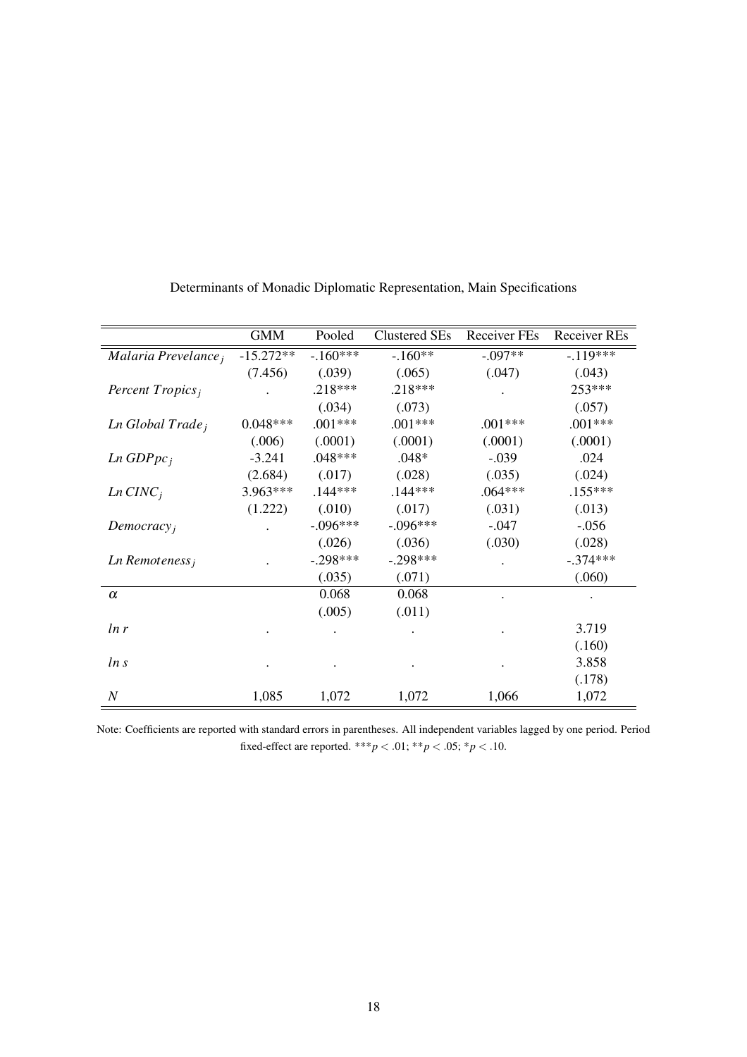Determinants of Monadic Diplomatic Representation, Main Specifications

| | GMM | Pooled | Clustered SEs | Receiver FEs | Receiver REs |
|---|---|---|---|---|---|
| $Malaria\ Prevelance_j$ | -15.272** | -.160*** | -.160** | -.097** | -.119*** |
| | (7.456) | (.039) | (.065) | (.047) | (.043) |
| $Percent\ Tropics_j$ | . | .218*** | .218*** | . | 253*** |
| | | (.034) | (.073) | | (.057) |
| $Ln\ Global\ Trade_j$ | 0.048*** | .001*** | .001*** | .001*** | .001*** |
| | (.006) | (.0001) | (.0001) | (.0001) | (.0001) |
| $Ln\ GDPpc_j$ | -3.241 | .048*** | .048* | -.039 | .024 |
| | (2.684) | (.017) | (.028) | (.035) | (.024) |
| $Ln\ CINC_j$ | 3.963*** | .144*** | .144*** | .064*** | .155*** |
| | (1.222) | (.010) | (.017) | (.031) | (.013) |
| $Democracy_j$ | . | -.096*** | -.096*** | -.047 | -.056 |
| | | (.026) | (.036) | (.030) | (.028) |
| $Ln\ Remoteness_j$ | . | -.298*** | -.298*** | . | -.374*** |
| | | (.035) | (.071) | | (.060) |
| $\alpha$ | | 0.068 | 0.068 | . | . |
| | | (.005) | (.011) | | |
| $ln\ r$ | . | . | . | . | 3.719 |
| | | | | | (.160) |
| $ln\ s$ | . | . | . | . | 3.858 |
| | | | | | (.178) |
| $N$ | 1,085 | 1,072 | 1,072 | 1,066 | 1,072 |

Note: Coefficients are reported with standard errors in parentheses. All independent variables lagged by one period. Period fixed-effect are reported. $^{***}p < .01$; $^{**}p < .05$; $^{*}p < .10$.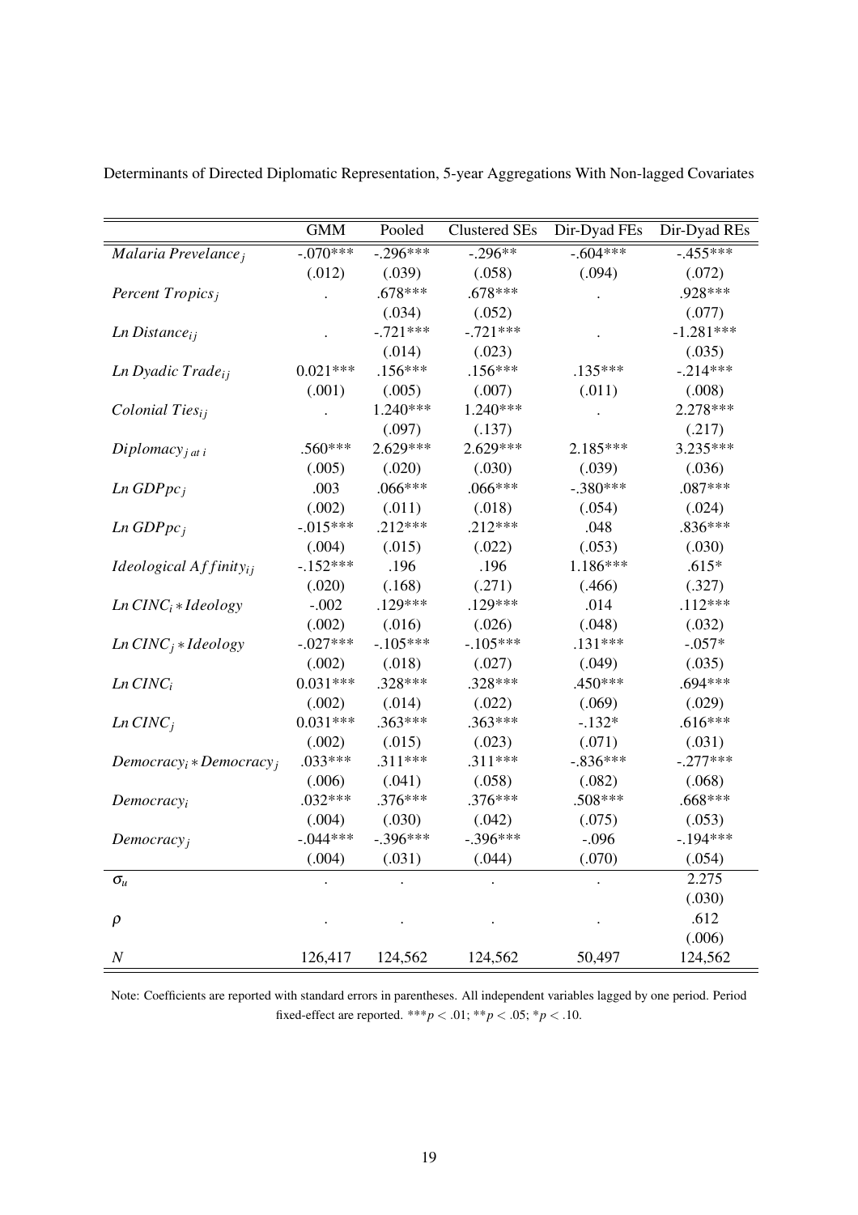Determinants of Directed Diplomatic Representation, 5-year Aggregations With Non-lagged Covariates

| | GMM | Pooled | Clustered SEs | Dir-Dyad FEs | Dir-Dyad REs |
|---|---|---|---|---|---|
| $Malaria\ Prevelance_j$ | -.070*** | -.296*** | -.296** | -.604*** | -.455*** |
| | (.012) | (.039) | (.058) | (.094) | (.072) |
| $Percent\ Tropics_j$ | . | .678*** | .678*** | . | .928*** |
| | | (.034) | (.052) | | (.077) |
| $Ln\ Distance_{ij}$ | . | -.721*** | -.721*** | . | -1.281*** |
| | | (.014) | (.023) | | (.035) |
| $Ln\ Dyadic\ Trade_{ij}$ | 0.021*** | .156*** | .156*** | .135*** | -.214*** |
| | (.001) | (.005) | (.007) | (.011) | (.008) |
| $Colonial\ Ties_{ij}$ | . | 1.240*** | 1.240*** | . | 2.278*** |
| | | (.097) | (.137) | | (.217) |
| $Diplomacy_{j\ at\ i}$ | .560*** | 2.629*** | 2.629*** | 2.185*** | 3.235*** |
| | (.005) | (.020) | (.030) | (.039) | (.036) |
| $Ln\ GDPpc_j$ | .003 | .066*** | .066*** | -.380*** | .087*** |
| | (.002) | (.011) | (.018) | (.054) | (.024) |
| $Ln\ GDPpc_j$ | -.015*** | .212*** | .212*** | .048 | .836*** |
| | (.004) | (.015) | (.022) | (.053) | (.030) |
| $Ideological\ Affinity_{ij}$ | -.152*** | .196 | .196 | 1.186*** | .615* |
| | (.020) | (.168) | (.271) | (.466) | (.327) |
| $Ln\ CINC_i * Ideology$ | -.002 | .129*** | .129*** | .014 | .112*** |
| | (.002) | (.016) | (.026) | (.048) | (.032) |
| $Ln\ CINC_j * Ideology$ | -.027*** | -.105*** | -.105*** | .131*** | -.057* |
| | (.002) | (.018) | (.027) | (.049) | (.035) |
| $Ln\ CINC_i$ | 0.031*** | .328*** | .328*** | .450*** | .694*** |
| | (.002) | (.014) | (.022) | (.069) | (.029) |
| $Ln\ CINC_j$ | 0.031*** | .363*** | .363*** | -.132* | .616*** |
| | (.002) | (.015) | (.023) | (.071) | (.031) |
| $Democracy_i * Democracy_j$ | .033*** | .311*** | .311*** | -.836*** | -.277*** |
| | (.006) | (.041) | (.058) | (.082) | (.068) |
| $Democracy_i$ | .032*** | .376*** | .376*** | .508*** | .668*** |
| | (.004) | (.030) | (.042) | (.075) | (.053) |
| $Democracy_j$ | -.044*** | -.396*** | -.396*** | -.096 | -.194*** |
| | (.004) | (.031) | (.044) | (.070) | (.054) |
| $\sigma_u$ | . | . | . | . | 2.275 |
| | | | | | (.030) |
| $\rho$ | . | . | . | . | .612 |
| | | | | | (.006) |
| $N$ | 126,417 | 124,562 | 124,562 | 50,497 | 124,562 |

Note: Coefficients are reported with standard errors in parentheses. All independent variables lagged by one period. Period fixed-effect are reported. $***p < .01$; $**p < .05$; $*p < .10$.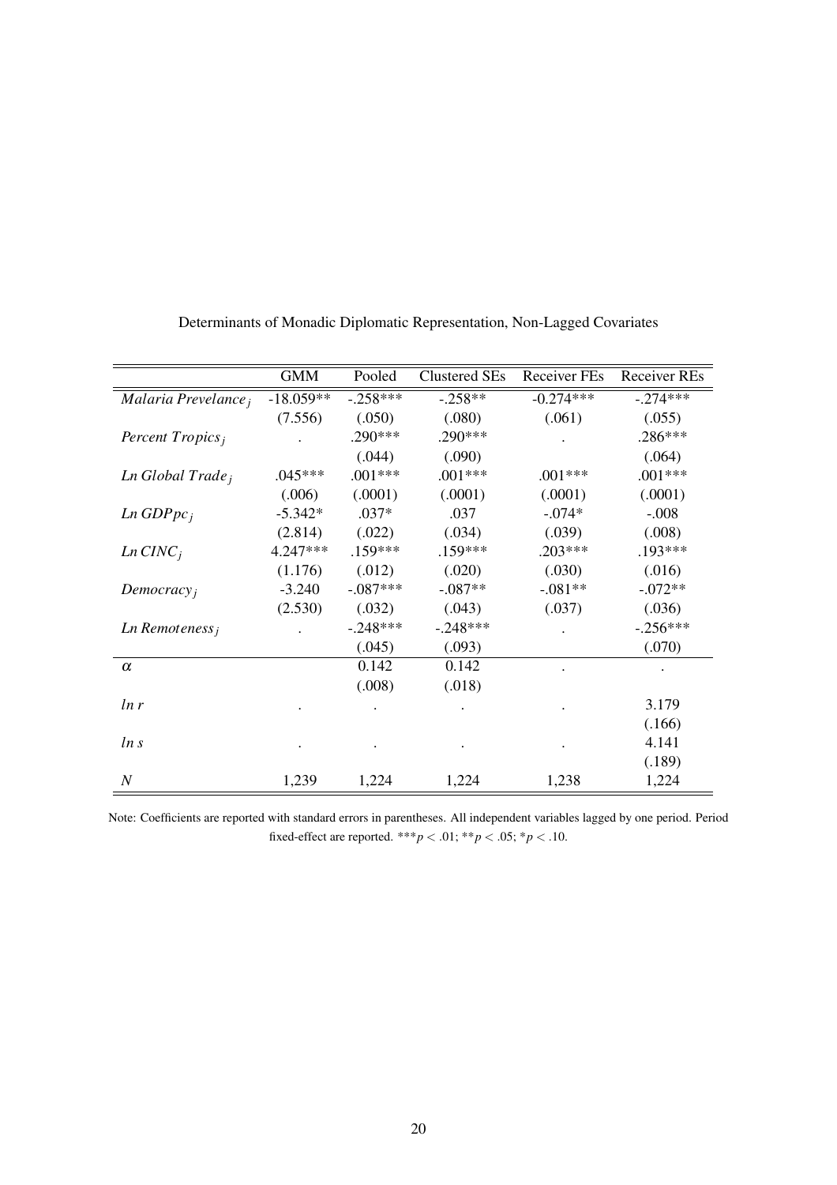Determinants of Monadic Diplomatic Representation, Non-Lagged Covariates

| | GMM | Pooled | Clustered SEs | Receiver FEs | Receiver REs |
|---|---|---|---|---|---|
| $Malaria\ Prevelance_j$ | -18.059** | -.258*** | -.258** | -0.274*** | -.274*** |
| | (7.556) | (.050) | (.080) | (.061) | (.055) |
| $Percent\ Tropics_j$ | . | .290*** | .290*** | . | .286*** |
| | | (.044) | (.090) | | (.064) |
| $Ln\ Global\ Trade_j$ | .045*** | .001*** | .001*** | .001*** | .001*** |
| | (.006) | (.0001) | (.0001) | (.0001) | (.0001) |
| $Ln\ GDPpc_j$ | -5.342* | .037* | .037 | -.074* | -.008 |
| | (2.814) | (.022) | (.034) | (.039) | (.008) |
| $Ln\ CINC_j$ | 4.247*** | .159*** | .159*** | .203*** | .193*** |
| | (1.176) | (.012) | (.020) | (.030) | (.016) |
| $Democracy_j$ | -3.240 | -.087*** | -.087** | -.081** | -.072** |
| | (2.530) | (.032) | (.043) | (.037) | (.036) |
| $Ln\ Remoteness_j$ | . | -.248*** | -.248*** | . | -.256*** |
| | | (.045) | (.093) | | (.070) |
| $\alpha$ | | 0.142 | 0.142 | . | . |
| | | (.008) | (.018) | | |
| $ln\ r$ | . | . | . | . | 3.179 |
| | | | | | (.166) |
| $ln\ s$ | . | . | . | . | 4.141 |
| | | | | | (.189) |
| $N$ | 1,239 | 1,224 | 1,224 | 1,238 | 1,224 |

Note: Coefficients are reported with standard errors in parentheses. All independent variables lagged by one period. Period fixed-effect are reported. ***$p < .01$; **$p < .05$; *$p < .10$.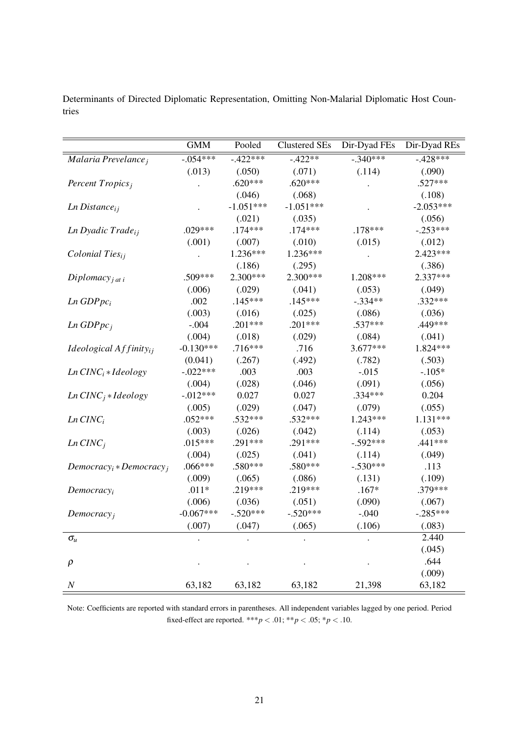Determinants of Directed Diplomatic Representation, Omitting Non-Malarial Diplomatic Host Countries

| | GMM | Pooled | Clustered SEs | Dir-Dyad FEs | Dir-Dyad REs |
|---|---|---|---|---|---|
| $Malaria\ Prevelance_j$ | -.054*** | -.422*** | -.422** | -.340*** | -.428*** |
| | (.013) | (.050) | (.071) | (.114) | (.090) |
| $Percent\ Tropics_j$ | . | .620*** | .620*** | . | .527*** |
| | | (.046) | (.068) | | (.108) |
| $Ln\ Distance_{ij}$ | . | -1.051*** | -1.051*** | . | -2.053*** |
| | | (.021) | (.035) | | (.056) |
| $Ln\ Dyadic\ Trade_{ij}$ | .029*** | .174*** | .174*** | .178*** | -.253*** |
| | (.001) | (.007) | (.010) | (.015) | (.012) |
| $Colonial\ Ties_{ij}$ | . | 1.236*** | 1.236*** | . | 2.423*** |
| | | (.186) | (.295) | | (.386) |
| $Diplomacy_{j\ at\ i}$ | .509*** | 2.300*** | 2.300*** | 1.208*** | 2.337*** |
| | (.006) | (.029) | (.041) | (.053) | (.049) |
| $Ln\ GDPpc_i$ | .002 | .145*** | .145*** | -.334** | .332*** |
| | (.003) | (.016) | (.025) | (.086) | (.036) |
| $Ln\ GDPpc_j$ | -.004 | .201*** | .201*** | .537*** | .449*** |
| | (.004) | (.018) | (.029) | (.084) | (.041) |
| $Ideological\ Affinity_{ij}$ | -0.130*** | .716*** | .716 | 3.677*** | 1.824*** |
| | (0.041) | (.267) | (.492) | (.782) | (.503) |
| $Ln\ CINC_i * Ideology$ | -.022*** | .003 | .003 | -.015 | -.105* |
| | (.004) | (.028) | (.046) | (.091) | (.056) |
| $Ln\ CINC_j * Ideology$ | -.012*** | 0.027 | 0.027 | .334*** | 0.204 |
| | (.005) | (.029) | (.047) | (.079) | (.055) |
| $Ln\ CINC_i$ | .052*** | .532*** | .532*** | 1.243*** | 1.131*** |
| | (.003) | (.026) | (.042) | (.114) | (.053) |
| $Ln\ CINC_j$ | .015*** | .291*** | .291*** | -.592*** | .441*** |
| | (.004) | (.025) | (.041) | (.114) | (.049) |
| $Democracy_i * Democracy_j$ | .066*** | .580*** | .580*** | -.530*** | .113 |
| | (.009) | (.065) | (.086) | (.131) | (.109) |
| $Democracy_i$ | .011* | .219*** | .219*** | .167* | .379*** |
| | (.006) | (.036) | (.051) | (.090) | (.067) |
| $Democracy_j$ | -0.067*** | -.520*** | -.520*** | -.040 | -.285*** |
| | (.007) | (.047) | (.065) | (.106) | (.083) |
| $\sigma_u$ | . | . | . | . | 2.440 |
| | | | | | (.045) |
| $\rho$ | . | . | . | . | .644 |
| | | | | | (.009) |
| $N$ | 63,182 | 63,182 | 63,182 | 21,398 | 63,182 |

Note: Coefficients are reported with standard errors in parentheses. All independent variables lagged by one period. Period fixed-effect are reported. $***p < .01$; $**p < .05$; $*p < .10$.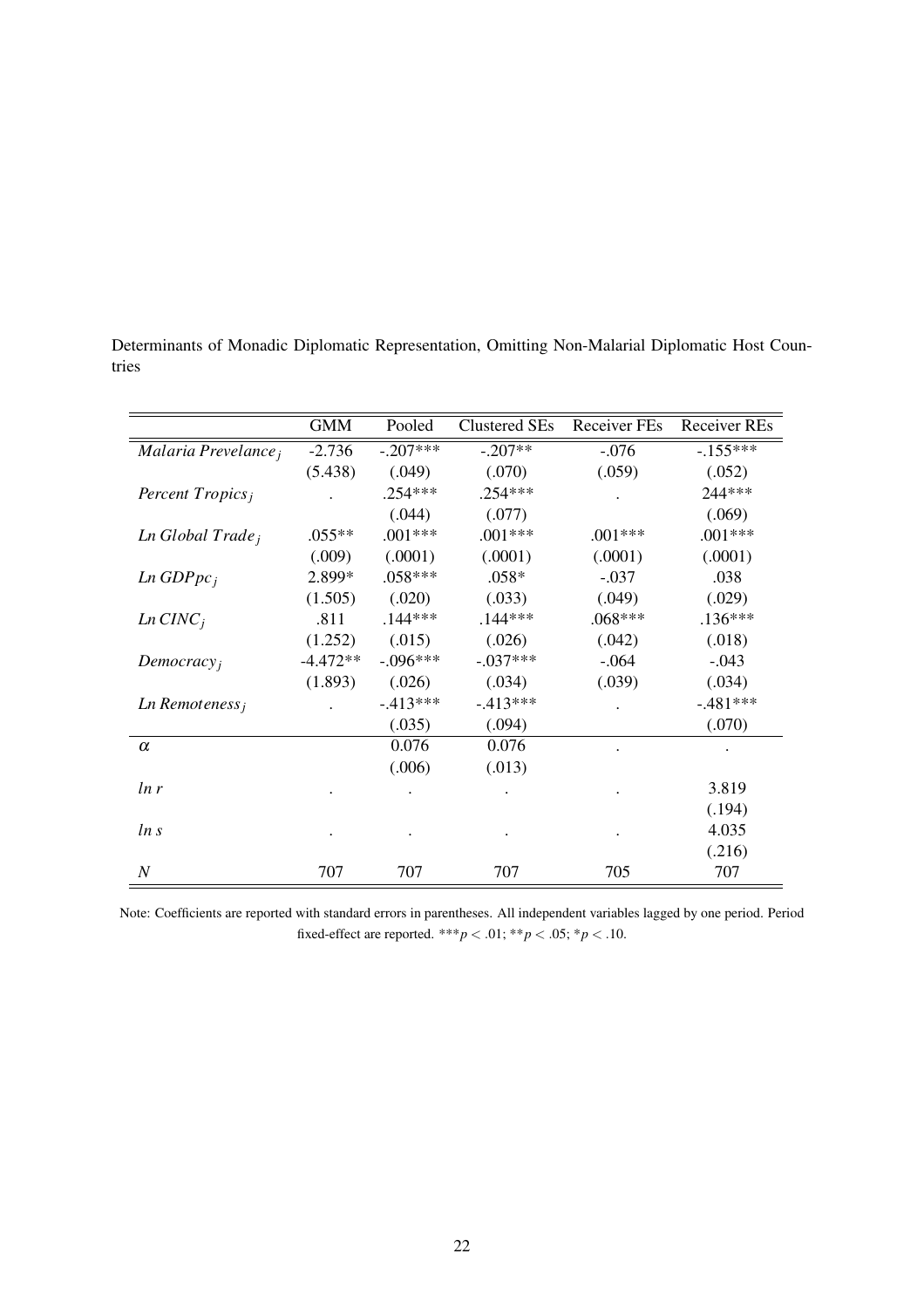Determinants of Monadic Diplomatic Representation, Omitting Non-Malarial Diplomatic Host Countries

| | GMM | Pooled | Clustered SEs | Receiver FEs | Receiver REs |
|---|---|---|---|---|---|
| $Malaria\ Prevelance_j$ | -2.736 | -.207*** | -.207** | -.076 | -.155*** |
| | (5.438) | (.049) | (.070) | (.059) | (.052) |
| $Percent\ Tropics_j$ | . | .254*** | .254*** | . | 244*** |
| | | (.044) | (.077) | | (.069) |
| $Ln\ Global\ Trade_j$ | .055** | .001*** | .001*** | .001*** | .001*** |
| | (.009) | (.0001) | (.0001) | (.0001) | (.0001) |
| $Ln\ GDPpc_j$ | 2.899* | .058*** | .058* | -.037 | .038 |
| | (1.505) | (.020) | (.033) | (.049) | (.029) |
| $Ln\ CINC_j$ | .811 | .144*** | .144*** | .068*** | .136*** |
| | (1.252) | (.015) | (.026) | (.042) | (.018) |
| $Democracy_j$ | -4.472** | -.096*** | -.037*** | -.064 | -.043 |
| | (1.893) | (.026) | (.034) | (.039) | (.034) |
| $Ln\ Remoteness_j$ | . | -.413*** | -.413*** | . | -.481*** |
| | | (.035) | (.094) | | (.070) |
| $\alpha$ | | 0.076 | 0.076 | . | . |
| | | (.006) | (.013) | | |
| $ln\ r$ | . | . | . | . | 3.819 |
| | | | | | (.194) |
| $ln\ s$ | . | . | . | . | 4.035 |
| | | | | | (.216) |
| $N$ | 707 | 707 | 707 | 705 | 707 |

Note: Coefficients are reported with standard errors in parentheses. All independent variables lagged by one period. Period fixed-effect are reported. ***$p < .01$; **$p < .05$; *$p < .10$.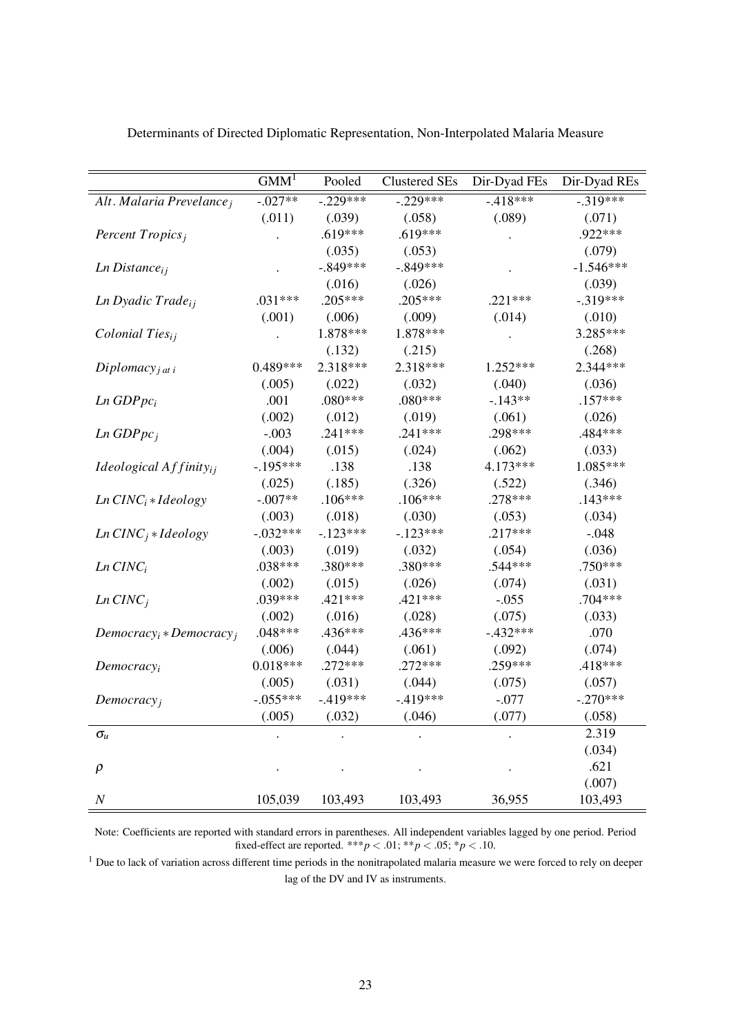Determinants of Directed Diplomatic Representation, Non-Interpolated Malaria Measure

| | GMM[1] | Pooled | Clustered SEs | Dir-Dyad FEs | Dir-Dyad REs |
|---|---|---|---|---|---|
| $Alt. Malaria\ Prevelance_j$ | -.027** | -.229*** | -.229*** | -.418*** | -.319*** |
| | (.011) | (.039) | (.058) | (.089) | (.071) |
| $Percent\ Tropics_j$ | . | .619*** | .619*** | . | .922*** |
| | | (.035) | (.053) | | (.079) |
| $Ln\ Distance_{ij}$ | . | -.849*** | -.849*** | . | -1.546*** |
| | | (.016) | (.026) | | (.039) |
| $Ln\ Dyadic\ Trade_{ij}$ | .031*** | .205*** | .205*** | .221*** | -.319*** |
| | (.001) | (.006) | (.009) | (.014) | (.010) |
| $Colonial\ Ties_{ij}$ | . | 1.878*** | 1.878*** | . | 3.285*** |
| | | (.132) | (.215) | | (.268) |
| $Diplomacy_{j\ at\ i}$ | 0.489*** | 2.318*** | 2.318*** | 1.252*** | 2.344*** |
| | (.005) | (.022) | (.032) | (.040) | (.036) |
| $Ln\ GDPpc_i$ | .001 | .080*** | .080*** | -.143** | .157*** |
| | (.002) | (.012) | (.019) | (.061) | (.026) |
| $Ln\ GDPpc_j$ | -.003 | .241*** | .241*** | .298*** | .484*** |
| | (.004) | (.015) | (.024) | (.062) | (.033) |
| $Ideological\ Affinity_{ij}$ | -.195*** | .138 | .138 | 4.173*** | 1.085*** |
| | (.025) | (.185) | (.326) | (.522) | (.346) |
| $Ln\ CINC_i * Ideology$ | -.007** | .106*** | .106*** | .278*** | .143*** |
| | (.003) | (.018) | (.030) | (.053) | (.034) |
| $Ln\ CINC_j * Ideology$ | -.032*** | -.123*** | -.123*** | .217*** | -.048 |
| | (.003) | (.019) | (.032) | (.054) | (.036) |
| $Ln\ CINC_i$ | .038*** | .380*** | .380*** | .544*** | .750*** |
| | (.002) | (.015) | (.026) | (.074) | (.031) |
| $Ln\ CINC_j$ | .039*** | .421*** | .421*** | -.055 | .704*** |
| | (.002) | (.016) | (.028) | (.075) | (.033) |
| $Democracy_i * Democracy_j$ | .048*** | .436*** | .436*** | -.432*** | .070 |
| | (.006) | (.044) | (.061) | (.092) | (.074) |
| $Democracy_i$ | 0.018*** | .272*** | .272*** | .259*** | .418*** |
| | (.005) | (.031) | (.044) | (.075) | (.057) |
| $Democracy_j$ | -.055*** | -.419*** | -.419*** | -.077 | -.270*** |
| | (.005) | (.032) | (.046) | (.077) | (.058) |
| $\sigma_u$ | . | . | . | . | 2.319 |
| | | | | | (.034) |
| $\rho$ | . | . | . | . | .621 |
| | | | | | (.007) |
| $N$ | 105,039 | 103,493 | 103,493 | 36,955 | 103,493 |

Note: Coefficients are reported with standard errors in parentheses. All independent variables lagged by one period. Period fixed-effect are reported. $***p < .01$; $**p < .05$; $*p < .10$.

[1] Due to lack of variation across different time periods in the nonitrapolated malaria measure we were forced to rely on deeper lag of the DV and IV as instruments.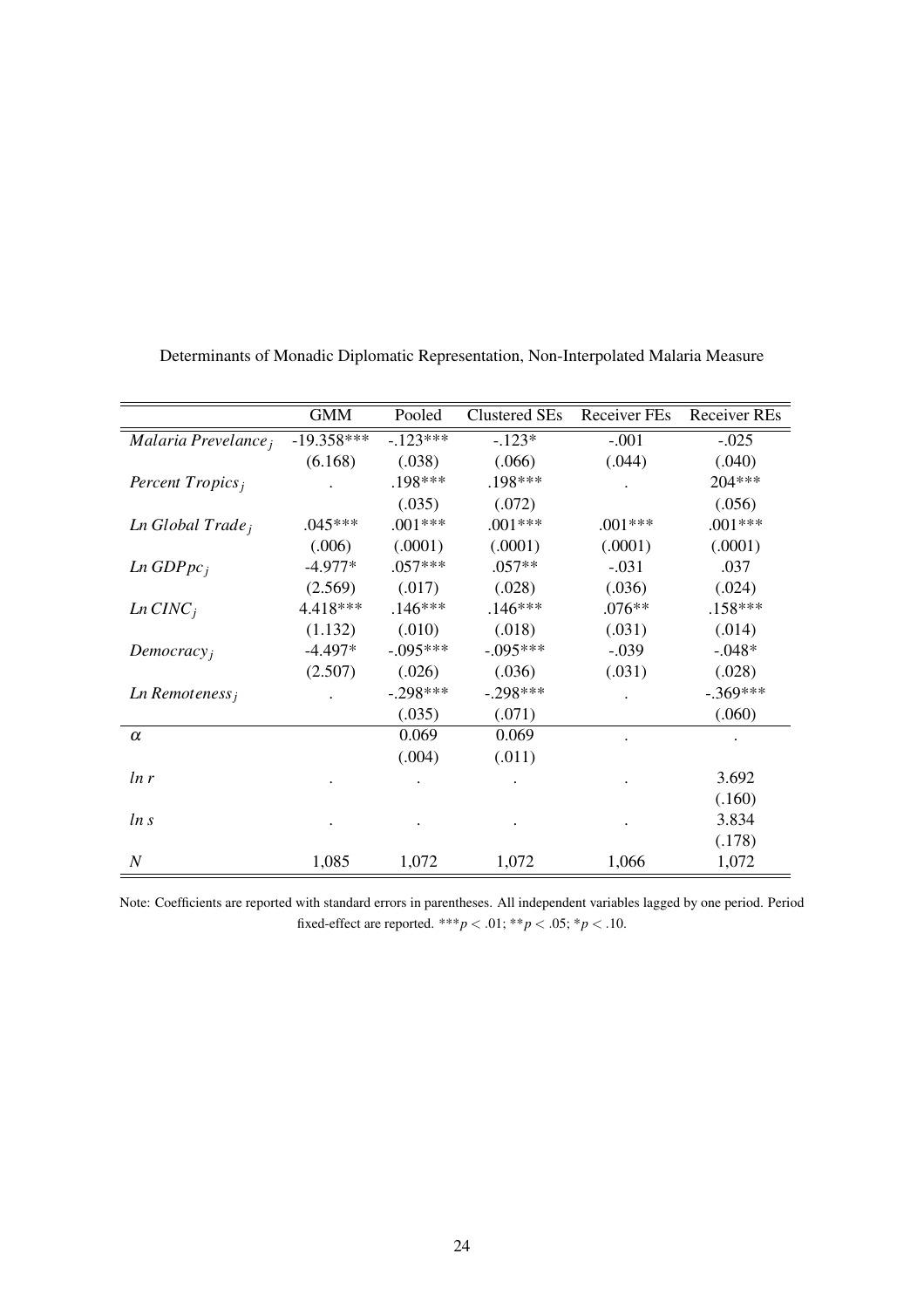Determinants of Monadic Diplomatic Representation, Non-Interpolated Malaria Measure

| | GMM | Pooled | Clustered SEs | Receiver FEs | Receiver REs |
|---|---|---|---|---|---|
| $Malaria\ Prevelance_j$ | -19.358*** | -.123*** | -.123* | -.001 | -.025 |
| | (6.168) | (.038) | (.066) | (.044) | (.040) |
| $Percent\ Tropics_j$ | . | .198*** | .198*** | . | 204*** |
| | | (.035) | (.072) | | (.056) |
| $Ln\ Global\ Trade_j$ | .045*** | .001*** | .001*** | .001*** | .001*** |
| | (.006) | (.0001) | (.0001) | (.0001) | (.0001) |
| $Ln\ GDPpc_j$ | -4.977* | .057*** | .057** | -.031 | .037 |
| | (2.569) | (.017) | (.028) | (.036) | (.024) |
| $Ln\ CINC_j$ | 4.418*** | .146*** | .146*** | .076** | .158*** |
| | (1.132) | (.010) | (.018) | (.031) | (.014) |
| $Democracy_j$ | -4.497* | -.095*** | -.095*** | -.039 | -.048* |
| | (2.507) | (.026) | (.036) | (.031) | (.028) |
| $Ln\ Remoteness_j$ | . | -.298*** | -.298*** | . | -.369*** |
| | | (.035) | (.071) | | (.060) |
| $\alpha$ | | 0.069 | 0.069 | . | . |
| | | (.004) | (.011) | | |
| $ln\ r$ | . | . | . | . | 3.692 |
| | | | | | (.160) |
| $ln\ s$ | . | . | . | . | 3.834 |
| | | | | | (.178) |
| $N$ | 1,085 | 1,072 | 1,072 | 1,066 | 1,072 |

Note: Coefficients are reported with standard errors in parentheses. All independent variables lagged by one period. Period fixed-effect are reported. $***p < .01$; $**p < .05$; $*p < .10$.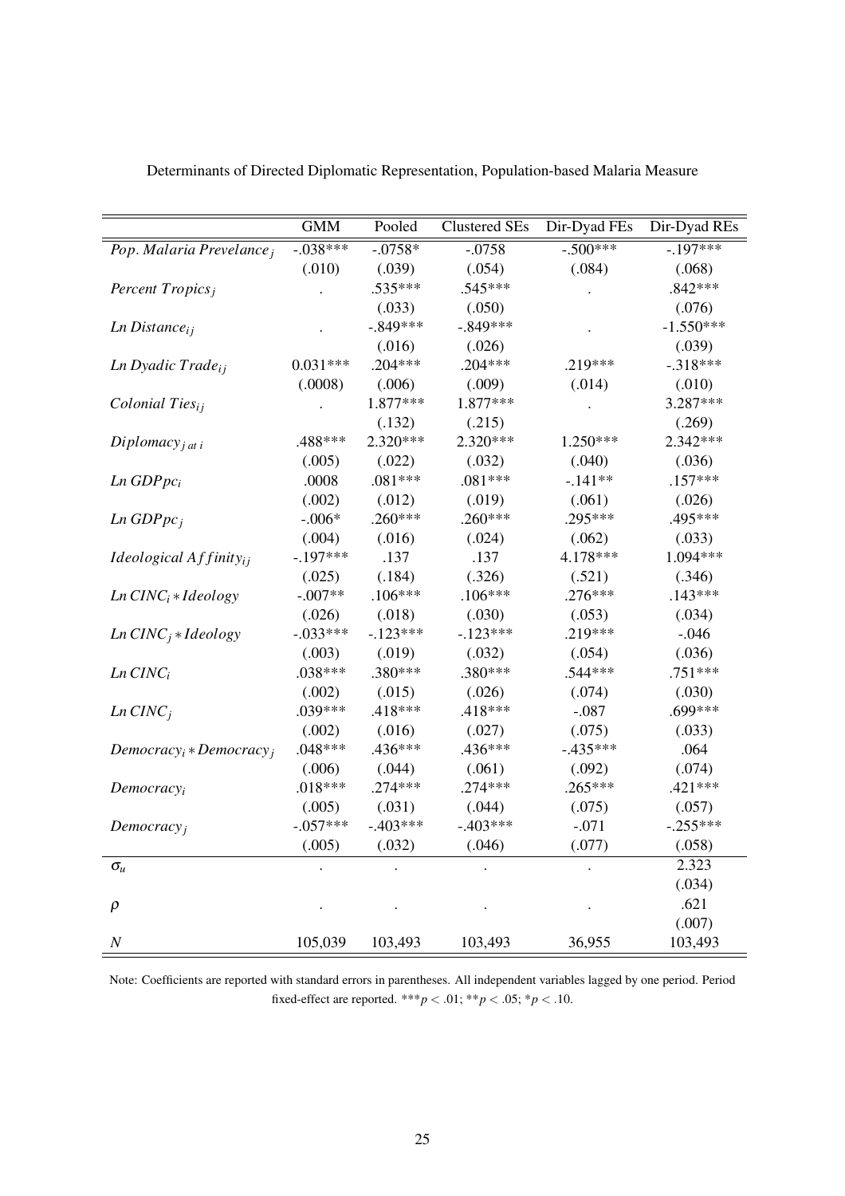Determinants of Directed Diplomatic Representation, Population-based Malaria Measure

| | GMM | Pooled | Clustered SEs | Dir-Dyad FEs | Dir-Dyad REs |
|---|---|---|---|---|---|
| $Pop.\ Malaria\ Prevelance_j$ | -.038*** | -.0758* | -.0758 | -.500*** | -.197*** |
| | (.010) | (.039) | (.054) | (.084) | (.068) |
| $Percent\ Tropics_j$ | . | .535*** | .545*** | . | .842*** |
| | | (.033) | (.050) | | (.076) |
| $Ln\ Distance_{ij}$ | . | -.849*** | -.849*** | . | -1.550*** |
| | | (.016) | (.026) | | (.039) |
| $Ln\ Dyadic\ Trade_{ij}$ | 0.031*** | .204*** | .204*** | .219*** | -.318*** |
| | (.0008) | (.006) | (.009) | (.014) | (.010) |
| $Colonial\ Ties_{ij}$ | . | 1.877*** | 1.877*** | . | 3.287*** |
| | | (.132) | (.215) | | (.269) |
| $Diplomacy_{j\ at\ i}$ | .488*** | 2.320*** | 2.320*** | 1.250*** | 2.342*** |
| | (.005) | (.022) | (.032) | (.040) | (.036) |
| $Ln\ GDPpc_i$ | .0008 | .081*** | .081*** | -.141** | .157*** |
| | (.002) | (.012) | (.019) | (.061) | (.026) |
| $Ln\ GDPpc_j$ | -.006* | .260*** | .260*** | .295*** | .495*** |
| | (.004) | (.016) | (.024) | (.062) | (.033) |
| $Ideological\ Affinity_{ij}$ | -.197*** | .137 | .137 | 4.178*** | 1.094*** |
| | (.025) | (.184) | (.326) | (.521) | (.346) |
| $Ln\ CINC_i * Ideology$ | -.007** | .106*** | .106*** | .276*** | .143*** |
| | (.026) | (.018) | (.030) | (.053) | (.034) |
| $Ln\ CINC_j * Ideology$ | -.033*** | -.123*** | -.123*** | .219*** | -.046 |
| | (.003) | (.019) | (.032) | (.054) | (.036) |
| $Ln\ CINC_i$ | .038*** | .380*** | .380*** | .544*** | .751*** |
| | (.002) | (.015) | (.026) | (.074) | (.030) |
| $Ln\ CINC_j$ | .039*** | .418*** | .418*** | -.087 | .699*** |
| | (.002) | (.016) | (.027) | (.075) | (.033) |
| $Democracy_i * Democracy_j$ | .048*** | .436*** | .436*** | -.435*** | .064 |
| | (.006) | (.044) | (.061) | (.092) | (.074) |
| $Democracy_i$ | .018*** | .274*** | .274*** | .265*** | .421*** |
| | (.005) | (.031) | (.044) | (.075) | (.057) |
| $Democracy_j$ | -.057*** | -.403*** | -.403*** | -.071 | -.255*** |
| | (.005) | (.032) | (.046) | (.077) | (.058) |
| $\sigma_u$ | . | . | . | . | 2.323 |
| | | | | | (.034) |
| $\rho$ | . | . | . | . | .621 |
| | | | | | (.007) |
| $N$ | 105,039 | 103,493 | 103,493 | 36,955 | 103,493 |

Note: Coefficients are reported with standard errors in parentheses. All independent variables lagged by one period. Period fixed-effect are reported. $^{***}p < .01$; $^{**}p < .05$; $^{*}p < .10$.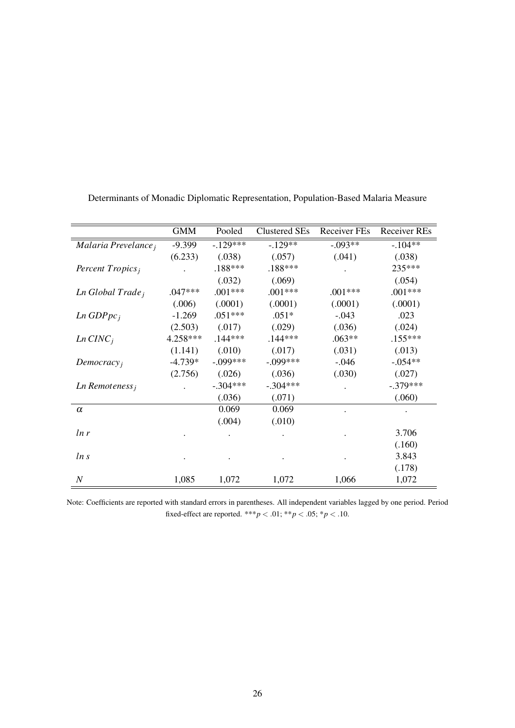Determinants of Monadic Diplomatic Representation, Population-Based Malaria Measure

| | GMM | Pooled | Clustered SEs | Receiver FEs | Receiver REs |
|---|---|---|---|---|---|
| $Malaria\ Prevelance_j$ | -9.399 | -.129*** | -.129** | -.093** | -.104** |
| | (6.233) | (.038) | (.057) | (.041) | (.038) |
| $Percent\ Tropics_j$ | . | .188*** | .188*** | . | 235*** |
| | | (.032) | (.069) | | (.054) |
| $Ln\ Global\ Trade_j$ | .047*** | .001*** | .001*** | .001*** | .001*** |
| | (.006) | (.0001) | (.0001) | (.0001) | (.0001) |
| $Ln\ GDPpc_j$ | -1.269 | .051*** | .051* | -.043 | .023 |
| | (2.503) | (.017) | (.029) | (.036) | (.024) |
| $Ln\ CINC_j$ | 4.258*** | .144*** | .144*** | .063** | .155*** |
| | (1.141) | (.010) | (.017) | (.031) | (.013) |
| $Democracy_j$ | -4.739* | -.099*** | -.099*** | -.046 | -.054** |
| | (2.756) | (.026) | (.036) | (.030) | (.027) |
| $Ln\ Remoteness_j$ | . | -.304*** | -.304*** | . | -.379*** |
| | | (.036) | (.071) | | (.060) |
| $\alpha$ | | 0.069 | 0.069 | . | . |
| | | (.004) | (.010) | | |
| $ln\ r$ | . | . | . | . | 3.706 |
| | | | | | (.160) |
| $ln\ s$ | . | . | . | . | 3.843 |
| | | | | | (.178) |
| $N$ | 1,085 | 1,072 | 1,072 | 1,066 | 1,072 |

Note: Coefficients are reported with standard errors in parentheses. All independent variables lagged by one period. Period fixed-effect are reported. $^{***}p < .01$; $^{**}p < .05$; $^{*}p < .10$.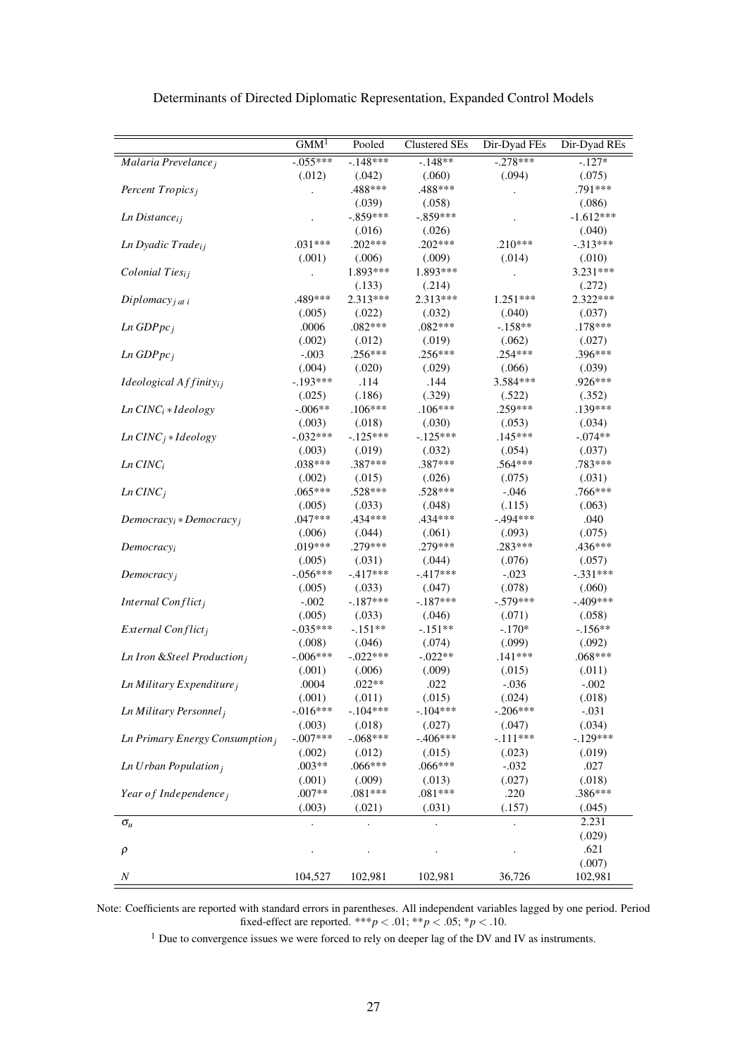Determinants of Directed Diplomatic Representation, Expanded Control Models

| | GMM[1] | Pooled | Clustered SEs | Dir-Dyad FEs | Dir-Dyad REs |
|---|---|---|---|---|---|
| $Malaria\ Prevelance_j$ | -.055*** | -.148*** | -.148** | -.278*** | -.127* |
| | (.012) | (.042) | (.060) | (.094) | (.075) |
| $Percent\ Tropics_j$ | . | .488*** | .488*** | . | .791*** |
| | | (.039) | (.058) | | (.086) |
| $Ln\ Distance_{ij}$ | . | -.859*** | -.859*** | . | -1.612*** |
| | | (.016) | (.026) | | (.040) |
| $Ln\ Dyadic\ Trade_{ij}$ | .031*** | .202*** | .202*** | .210*** | -.313*** |
| | (.001) | (.006) | (.009) | (.014) | (.010) |
| $Colonial\ Ties_{ij}$ | . | 1.893*** | 1.893*** | . | 3.231*** |
| | | (.133) | (.214) | | (.272) |
| $Diplomacy_{j\ at\ i}$ | .489*** | 2.313*** | 2.313*** | 1.251*** | 2.322*** |
| | (.005) | (.022) | (.032) | (.040) | (.037) |
| $Ln\ GDPpc_j$ | .0006 | .082*** | .082*** | -.158** | .178*** |
| | (.002) | (.012) | (.019) | (.062) | (.027) |
| $Ln\ GDPpc_j$ | -.003 | .256*** | .256*** | .254*** | .396*** |
| | (.004) | (.020) | (.029) | (.066) | (.039) |
| $Ideological\ Affinity_{ij}$ | -.193*** | .114 | .144 | 3.584*** | .926*** |
| | (.025) | (.186) | (.329) | (.522) | (.352) |
| $Ln\ CINC_i * Ideology$ | -.006** | .106*** | .106*** | .259*** | .139*** |
| | (.003) | (.018) | (.030) | (.053) | (.034) |
| $Ln\ CINC_j * Ideology$ | -.032*** | -.125*** | -.125*** | .145*** | -.074** |
| | (.003) | (.019) | (.032) | (.054) | (.037) |
| $Ln\ CINC_i$ | .038*** | .387*** | .387*** | .564*** | .783*** |
| | (.002) | (.015) | (.026) | (.075) | (.031) |
| $Ln\ CINC_j$ | .065*** | .528*** | .528*** | -.046 | .766*** |
| | (.005) | (.033) | (.048) | (.115) | (.063) |
| $Democracy_i * Democracy_j$ | .047*** | .434*** | .434*** | -.494*** | .040 |
| | (.006) | (.044) | (.061) | (.093) | (.075) |
| $Democracy_i$ | .019*** | .279*** | .279*** | .283*** | .436*** |
| | (.005) | (.031) | (.044) | (.076) | (.057) |
| $Democracy_j$ | -.056*** | -.417*** | -.417*** | -.023 | -.331*** |
| | (.005) | (.033) | (.047) | (.078) | (.060) |
| $Internal\ Conflict_j$ | -.002 | -.187*** | -.187*** | -.579*** | -.409*** |
| | (.005) | (.033) | (.046) | (.071) | (.058) |
| $External\ Conflict_j$ | -.035*** | -.151** | -.151** | -.170* | -.156** |
| | (.008) | (.046) | (.074) | (.099) | (.092) |
| $Ln\ Iron\ \&Steel\ Production_j$ | -.006*** | -.022*** | -.022** | .141*** | .068*** |
| | (.001) | (.006) | (.009) | (.015) | (.011) |
| $Ln\ Military\ Expenditure_j$ | .0004 | .022** | .022 | -.036 | -.002 |
| | (.001) | (.011) | (.015) | (.024) | (.018) |
| $Ln\ Military\ Personnel_j$ | -.016*** | -.104*** | -.104*** | -.206*** | -.031 |
| | (.003) | (.018) | (.027) | (.047) | (.034) |
| $Ln\ Primary\ Energy\ Consumption_j$ | -.007*** | -.068*** | -.406*** | -.111*** | -.129*** |
| | (.002) | (.012) | (.015) | (.023) | (.019) |
| $Ln\ Urban\ Population_j$ | .003** | .066*** | .066*** | -.032 | .027 |
| | (.001) | (.009) | (.013) | (.027) | (.018) |
| $Year\ of\ Independence_j$ | .007** | .081*** | .081*** | .220 | .386*** |
| | (.003) | (.021) | (.031) | (.157) | (.045) |
| $\sigma_u$ | . | . | . | . | 2.231 |
| | | | | | (.029) |
| $\rho$ | . | . | . | . | .621 |
| | | | | | (.007) |
| $N$ | 104,527 | 102,981 | 102,981 | 36,726 | 102,981 |

Note: Coefficients are reported with standard errors in parentheses. All independent variables lagged by one period. Period fixed-effect are reported. *** $p < .01$; ** $p < .05$; * $p < .10$.

[1] Due to convergence issues we were forced to rely on deeper lag of the DV and IV as instruments.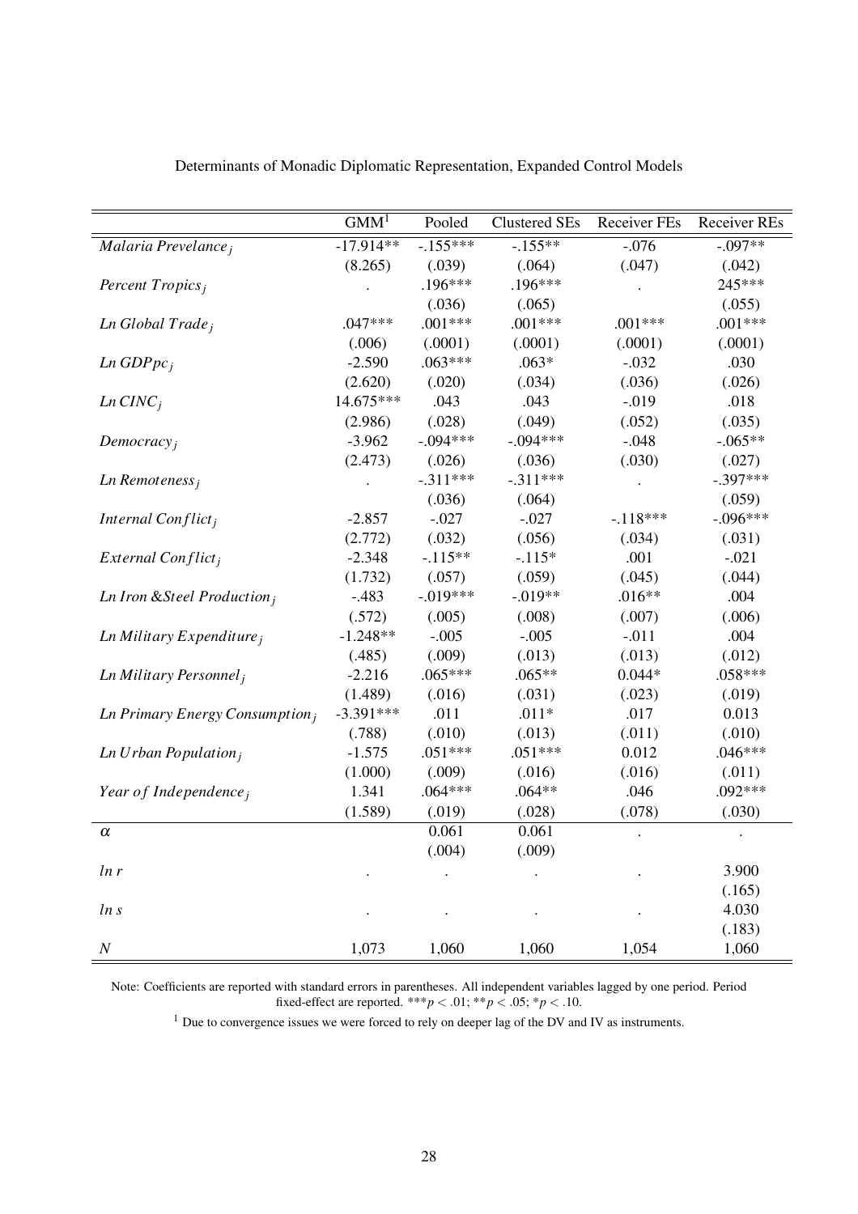Determinants of Monadic Diplomatic Representation, Expanded Control Models

| | GMM[1] | Pooled | Clustered SEs | Receiver FEs | Receiver REs |
|---|---|---|---|---|---|
| $Malaria\ Prevelance_j$ | -17.914** | -.155*** | -.155** | -.076 | -.097** |
| | (8.265) | (.039) | (.064) | (.047) | (.042) |
| $Percent\ Tropics_j$ | . | .196*** | .196*** | . | 245*** |
| | | (.036) | (.065) | | (.055) |
| $Ln\ Global\ Trade_j$ | .047*** | .001*** | .001*** | .001*** | .001*** |
| | (.006) | (.0001) | (.0001) | (.0001) | (.0001) |
| $Ln\ GDPpc_j$ | -2.590 | .063*** | .063* | -.032 | .030 |
| | (2.620) | (.020) | (.034) | (.036) | (.026) |
| $Ln\ CINC_j$ | 14.675*** | .043 | .043 | -.019 | .018 |
| | (2.986) | (.028) | (.049) | (.052) | (.035) |
| $Democracy_j$ | -3.962 | -.094*** | -.094*** | -.048 | -.065** |
| | (2.473) | (.026) | (.036) | (.030) | (.027) |
| $Ln\ Remoteness_j$ | . | -.311*** | -.311*** | . | -.397*** |
| | | (.036) | (.064) | | (.059) |
| $Internal\ Conflict_j$ | -2.857 | -.027 | -.027 | -.118*** | -.096*** |
| | (2.772) | (.032) | (.056) | (.034) | (.031) |
| $External\ Conflict_j$ | -2.348 | -.115** | -.115* | .001 | -.021 |
| | (1.732) | (.057) | (.059) | (.045) | (.044) |
| $Ln\ Iron\ \&Steel\ Production_j$ | -.483 | -.019*** | -.019** | .016** | .004 |
| | (.572) | (.005) | (.008) | (.007) | (.006) |
| $Ln\ Military\ Expenditure_j$ | -1.248** | -.005 | -.005 | -.011 | .004 |
| | (.485) | (.009) | (.013) | (.013) | (.012) |
| $Ln\ Military\ Personnel_j$ | -2.216 | .065*** | .065** | 0.044* | .058*** |
| | (1.489) | (.016) | (.031) | (.023) | (.019) |
| $Ln\ Primary\ Energy\ Consumption_j$ | -3.391*** | .011 | .011* | .017 | 0.013 |
| | (.788) | (.010) | (.013) | (.011) | (.010) |
| $Ln\ Urban\ Population_j$ | -1.575 | .051*** | .051*** | 0.012 | .046*** |
| | (1.000) | (.009) | (.016) | (.016) | (.011) |
| $Year\ of\ Independence_j$ | 1.341 | .064*** | .064** | .046 | .092*** |
| | (1.589) | (.019) | (.028) | (.078) | (.030) |
| $\alpha$ | | 0.061 | 0.061 | . | . |
| | | (.004) | (.009) | | |
| $ln\ r$ | . | . | . | . | 3.900 |
| | | | | | (.165) |
| $ln\ s$ | . | . | . | . | 4.030 |
| | | | | | (.183) |
| $N$ | 1,073 | 1,060 | 1,060 | 1,054 | 1,060 |

Note: Coefficients are reported with standard errors in parentheses. All independent variables lagged by one period. Period fixed-effect are reported. ***$p < .01$; **$p < .05$; *$p < .10$.

[1] Due to convergence issues we were forced to rely on deeper lag of the DV and IV as instruments.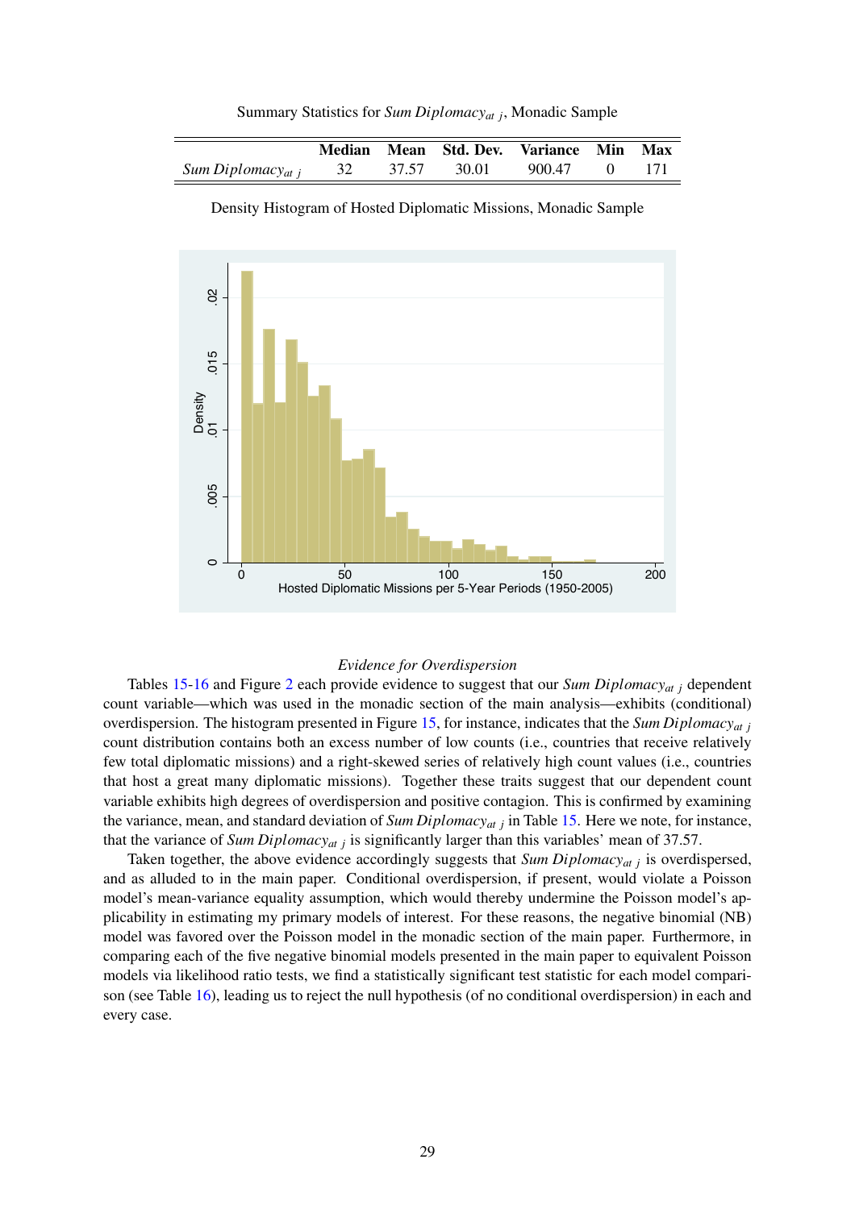Summary Statistics for *Sum Diplomacy*$_{at\ j}$, Monadic Sample

| | Median | Mean | Std. Dev. | Variance | Min | Max |
|---|---|---|---|---|---|---|
| *Sum Diplomacy*$_{at\ j}$ | 32 | 37.57 | 30.01 | 900.47 | 0 | 171 |

Density Histogram of Hosted Diplomatic Missions, Monadic Sample

### *Evidence for Overdispersion*

Tables 15-16 and Figure 2 each provide evidence to suggest that our *Sum Diplomacy*$_{at\ j}$ dependent count variable—which was used in the monadic section of the main analysis—exhibits (conditional) overdispersion. The histogram presented in Figure 15, for instance, indicates that the *Sum Diplomacy*$_{at\ j}$ count distribution contains both an excess number of low counts (i.e., countries that receive relatively few total diplomatic missions) and a right-skewed series of relatively high count values (i.e., countries that host a great many diplomatic missions). Together these traits suggest that our dependent count variable exhibits high degrees of overdispersion and positive contagion. This is confirmed by examining the variance, mean, and standard deviation of *Sum Diplomacy*$_{at\ j}$ in Table 15. Here we note, for instance, that the variance of *Sum Diplomacy*$_{at\ j}$ is significantly larger than this variables' mean of 37.57.

Taken together, the above evidence accordingly suggests that *Sum Diplomacy*$_{at\ j}$ is overdispersed, and as alluded to in the main paper. Conditional overdispersion, if present, would violate a Poisson model's mean-variance equality assumption, which would thereby undermine the Poisson model's applicability in estimating my primary models of interest. For these reasons, the negative binomial (NB) model was favored over the Poisson model in the monadic section of the main paper. Furthermore, in comparing each of the five negative binomial models presented in the main paper to equivalent Poisson models via likelihood ratio tests, we find a statistically significant test statistic for each model comparison (see Table 16), leading us to reject the null hypothesis (of no conditional overdispersion) in each and every case.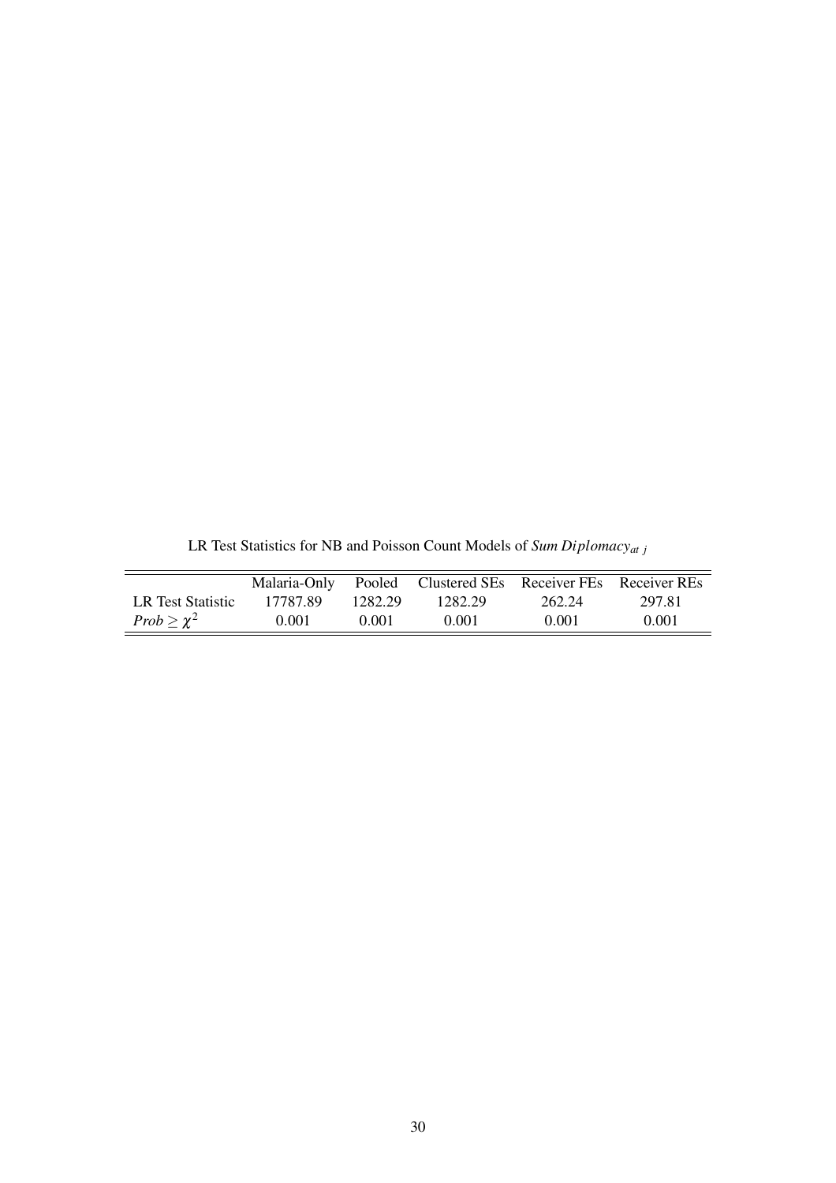LR Test Statistics for NB and Poisson Count Models of $\textit{Sum Diplomacy}_{at\ j}$

| | Malaria-Only | Pooled | Clustered SEs | Receiver FEs | Receiver REs |
|---|---|---|---|---|---|
| LR Test Statistic | 17787.89 | 1282.29 | 1282.29 | 262.24 | 297.81 |
| $Prob \geq \chi^2$ | 0.001 | 0.001 | 0.001 | 0.001 | 0.001 |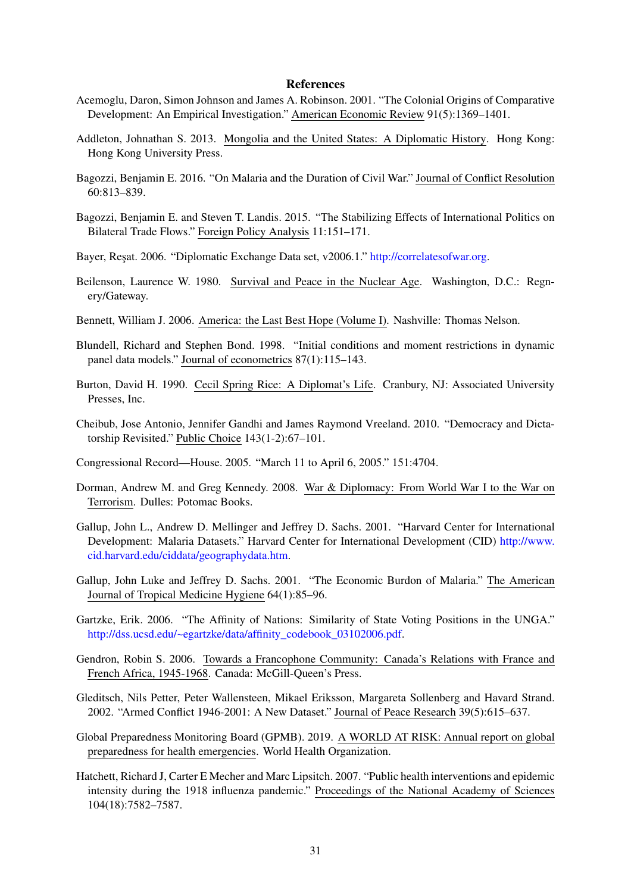## References

Acemoglu, Daron, Simon Johnson and James A. Robinson. 2001. "The Colonial Origins of Comparative Development: An Empirical Investigation." American Economic Review 91(5):1369–1401.

Addleton, Johnathan S. 2013. Mongolia and the United States: A Diplomatic History. Hong Kong: Hong Kong University Press.

Bagozzi, Benjamin E. 2016. "On Malaria and the Duration of Civil War." Journal of Conflict Resolution 60:813–839.

Bagozzi, Benjamin E. and Steven T. Landis. 2015. "The Stabilizing Effects of International Politics on Bilateral Trade Flows." Foreign Policy Analysis 11:151–171.

Bayer, Reşat. 2006. "Diplomatic Exchange Data set, v2006.1." http://correlatesofwar.org.

Beilenson, Laurence W. 1980. Survival and Peace in the Nuclear Age. Washington, D.C.: Regnery/Gateway.

Bennett, William J. 2006. America: the Last Best Hope (Volume I). Nashville: Thomas Nelson.

Blundell, Richard and Stephen Bond. 1998. "Initial conditions and moment restrictions in dynamic panel data models." Journal of econometrics 87(1):115–143.

Burton, David H. 1990. Cecil Spring Rice: A Diplomat's Life. Cranbury, NJ: Associated University Presses, Inc.

Cheibub, Jose Antonio, Jennifer Gandhi and James Raymond Vreeland. 2010. "Democracy and Dictatorship Revisited." Public Choice 143(1-2):67–101.

Congressional Record—House. 2005. "March 11 to April 6, 2005." 151:4704.

Dorman, Andrew M. and Greg Kennedy. 2008. War & Diplomacy: From World War I to the War on Terrorism. Dulles: Potomac Books.

Gallup, John L., Andrew D. Mellinger and Jeffrey D. Sachs. 2001. "Harvard Center for International Development: Malaria Datasets." Harvard Center for International Development (CID) http://www.cid.harvard.edu/ciddata/geographydata.htm.

Gallup, John Luke and Jeffrey D. Sachs. 2001. "The Economic Burdon of Malaria." The American Journal of Tropical Medicine Hygiene 64(1):85–96.

Gartzke, Erik. 2006. "The Affinity of Nations: Similarity of State Voting Positions in the UNGA." http://dss.ucsd.edu/~egartzke/data/affinity_codebook_03102006.pdf.

Gendron, Robin S. 2006. Towards a Francophone Community: Canada's Relations with France and French Africa, 1945-1968. Canada: McGill-Queen's Press.

Gleditsch, Nils Petter, Peter Wallensteen, Mikael Eriksson, Margareta Sollenberg and Havard Strand. 2002. "Armed Conflict 1946-2001: A New Dataset." Journal of Peace Research 39(5):615–637.

Global Preparedness Monitoring Board (GPMB). 2019. A WORLD AT RISK: Annual report on global preparedness for health emergencies. World Health Organization.

Hatchett, Richard J, Carter E Mecher and Marc Lipsitch. 2007. "Public health interventions and epidemic intensity during the 1918 influenza pandemic." Proceedings of the National Academy of Sciences 104(18):7582–7587.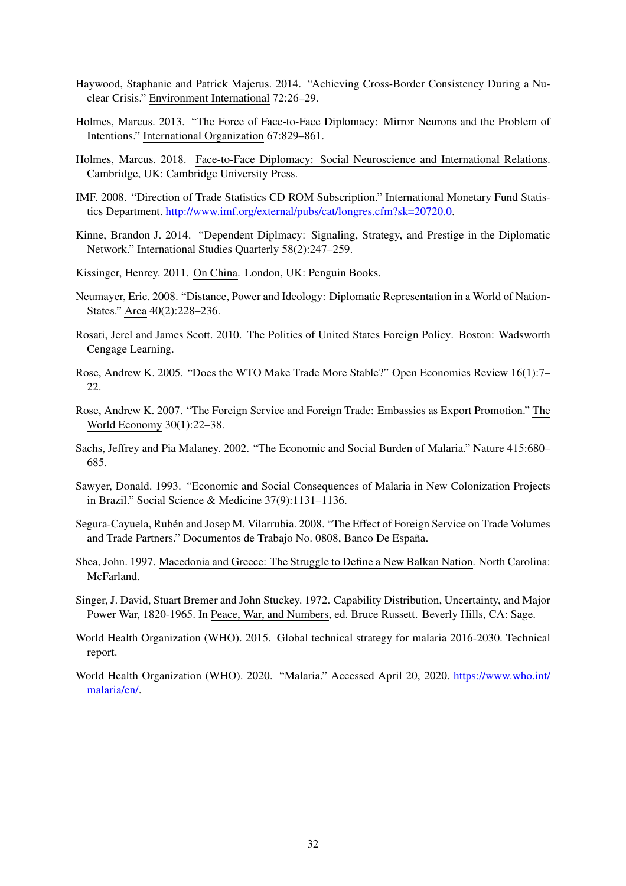Haywood, Staphanie and Patrick Majerus. 2014. "Achieving Cross-Border Consistency During a Nuclear Crisis." Environment International 72:26–29.

Holmes, Marcus. 2013. "The Force of Face-to-Face Diplomacy: Mirror Neurons and the Problem of Intentions." International Organization 67:829–861.

Holmes, Marcus. 2018. Face-to-Face Diplomacy: Social Neuroscience and International Relations. Cambridge, UK: Cambridge University Press.

IMF. 2008. "Direction of Trade Statistics CD ROM Subscription." International Monetary Fund Statistics Department. http://www.imf.org/external/pubs/cat/longres.cfm?sk=20720.0.

Kinne, Brandon J. 2014. "Dependent Diplmacy: Signaling, Strategy, and Prestige in the Diplomatic Network." International Studies Quarterly 58(2):247–259.

Kissinger, Henrey. 2011. On China. London, UK: Penguin Books.

Neumayer, Eric. 2008. "Distance, Power and Ideology: Diplomatic Representation in a World of Nation-States." Area 40(2):228–236.

Rosati, Jerel and James Scott. 2010. The Politics of United States Foreign Policy. Boston: Wadsworth Cengage Learning.

Rose, Andrew K. 2005. "Does the WTO Make Trade More Stable?" Open Economies Review 16(1):7–22.

Rose, Andrew K. 2007. "The Foreign Service and Foreign Trade: Embassies as Export Promotion." The World Economy 30(1):22–38.

Sachs, Jeffrey and Pia Malaney. 2002. "The Economic and Social Burden of Malaria." Nature 415:680–685.

Sawyer, Donald. 1993. "Economic and Social Consequences of Malaria in New Colonization Projects in Brazil." Social Science & Medicine 37(9):1131–1136.

Segura-Cayuela, Rubén and Josep M. Vilarrubia. 2008. "The Effect of Foreign Service on Trade Volumes and Trade Partners." Documentos de Trabajo No. 0808, Banco De España.

Shea, John. 1997. Macedonia and Greece: The Struggle to Define a New Balkan Nation. North Carolina: McFarland.

Singer, J. David, Stuart Bremer and John Stuckey. 1972. Capability Distribution, Uncertainty, and Major Power War, 1820-1965. In Peace, War, and Numbers, ed. Bruce Russett. Beverly Hills, CA: Sage.

World Health Organization (WHO). 2015. Global technical strategy for malaria 2016-2030. Technical report.

World Health Organization (WHO). 2020. "Malaria." Accessed April 20, 2020. https://www.who.int/malaria/en/.